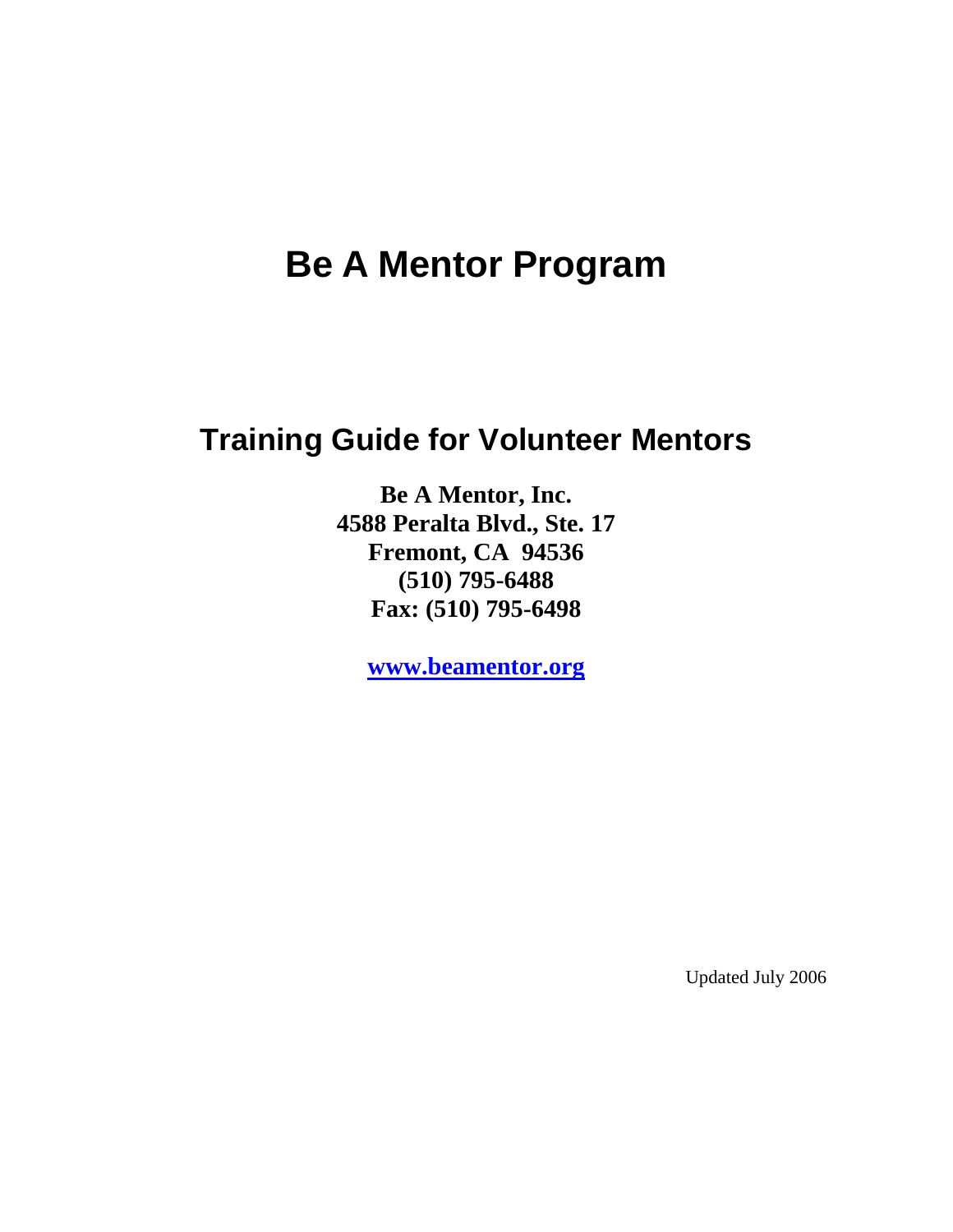# Be A Mentor Program

## Training Guide for Volunteer Mentors

**Be A Mentor, Inc.**
**4588 Peralta Blvd., Ste. 17**
**Fremont, CA 94536**
**(510) 795-6488**
**Fax: (510) 795-6498**

**www.beamentor.org**

Updated July 2006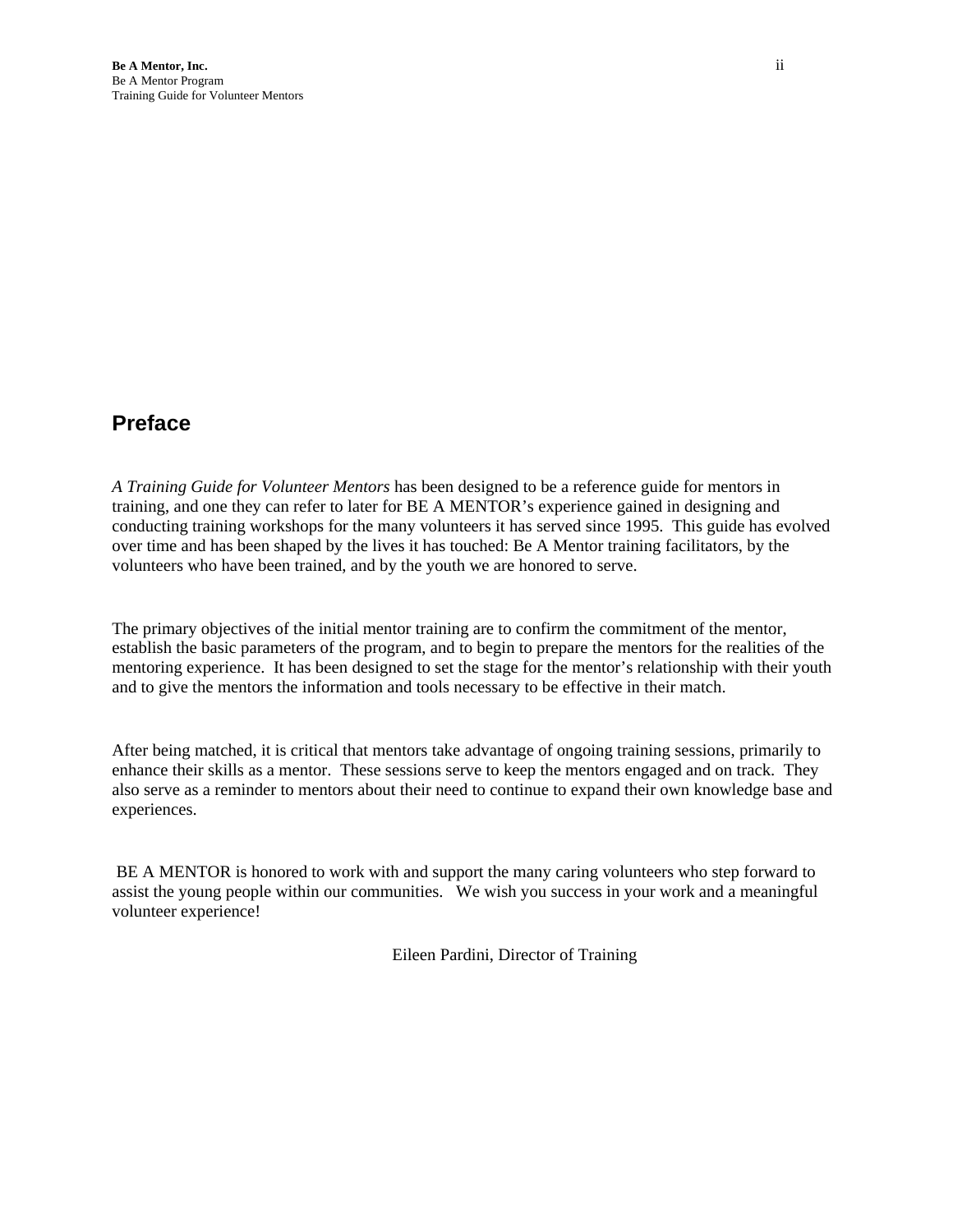## Preface

*A Training Guide for Volunteer Mentors* has been designed to be a reference guide for mentors in training, and one they can refer to later for BE A MENTOR's experience gained in designing and conducting training workshops for the many volunteers it has served since 1995. This guide has evolved over time and has been shaped by the lives it has touched: Be A Mentor training facilitators, by the volunteers who have been trained, and by the youth we are honored to serve.

The primary objectives of the initial mentor training are to confirm the commitment of the mentor, establish the basic parameters of the program, and to begin to prepare the mentors for the realities of the mentoring experience. It has been designed to set the stage for the mentor's relationship with their youth and to give the mentors the information and tools necessary to be effective in their match.

After being matched, it is critical that mentors take advantage of ongoing training sessions, primarily to enhance their skills as a mentor. These sessions serve to keep the mentors engaged and on track. They also serve as a reminder to mentors about their need to continue to expand their own knowledge base and experiences.

BE A MENTOR is honored to work with and support the many caring volunteers who step forward to assist the young people within our communities. We wish you success in your work and a meaningful volunteer experience!

Eileen Pardini, Director of Training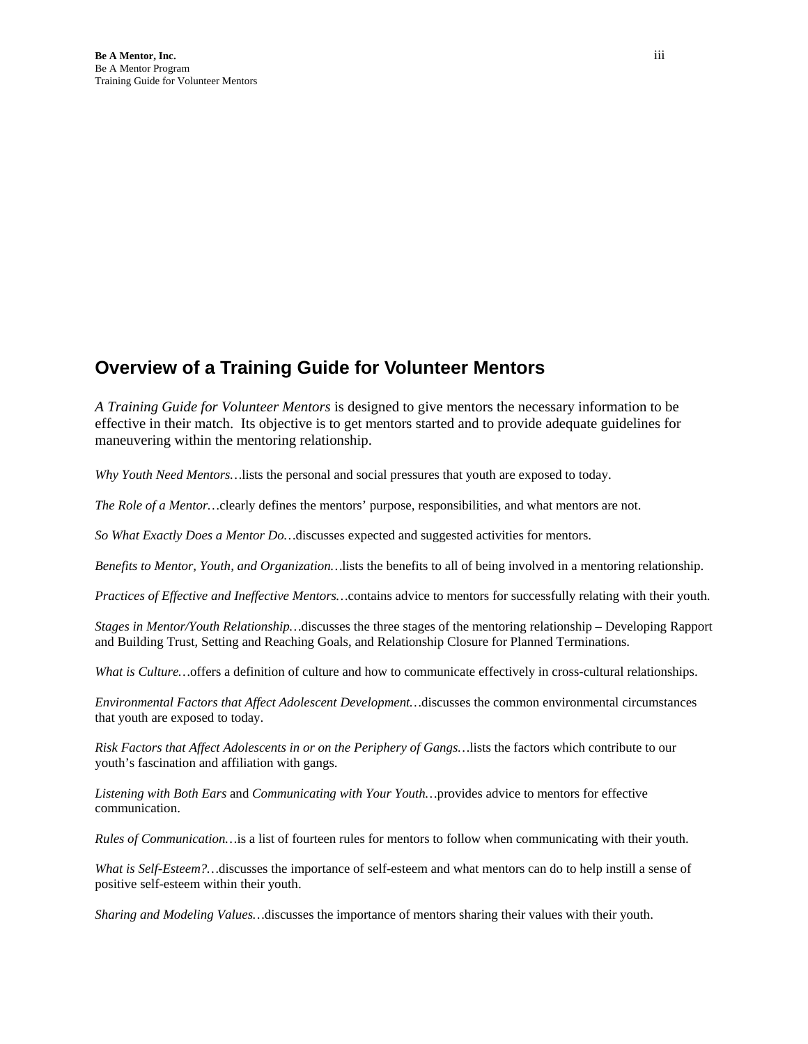## Overview of a Training Guide for Volunteer Mentors

*A Training Guide for Volunteer Mentors* is designed to give mentors the necessary information to be effective in their match. Its objective is to get mentors started and to provide adequate guidelines for maneuvering within the mentoring relationship.

*Why Youth Need Mentors…*lists the personal and social pressures that youth are exposed to today.

*The Role of a Mentor…*clearly defines the mentors' purpose, responsibilities, and what mentors are not.

*So What Exactly Does a Mentor Do…*discusses expected and suggested activities for mentors.

*Benefits to Mentor, Youth, and Organization…*lists the benefits to all of being involved in a mentoring relationship.

*Practices of Effective and Ineffective Mentors…*contains advice to mentors for successfully relating with their youth.

*Stages in Mentor/Youth Relationship…*discusses the three stages of the mentoring relationship – Developing Rapport and Building Trust, Setting and Reaching Goals, and Relationship Closure for Planned Terminations.

*What is Culture…*offers a definition of culture and how to communicate effectively in cross-cultural relationships.

*Environmental Factors that Affect Adolescent Development…*discusses the common environmental circumstances that youth are exposed to today.

*Risk Factors that Affect Adolescents in or on the Periphery of Gangs…*lists the factors which contribute to our youth's fascination and affiliation with gangs.

*Listening with Both Ears* and *Communicating with Your Youth…*provides advice to mentors for effective communication.

*Rules of Communication…*is a list of fourteen rules for mentors to follow when communicating with their youth.

*What is Self-Esteem?…*discusses the importance of self-esteem and what mentors can do to help instill a sense of positive self-esteem within their youth.

*Sharing and Modeling Values…*discusses the importance of mentors sharing their values with their youth.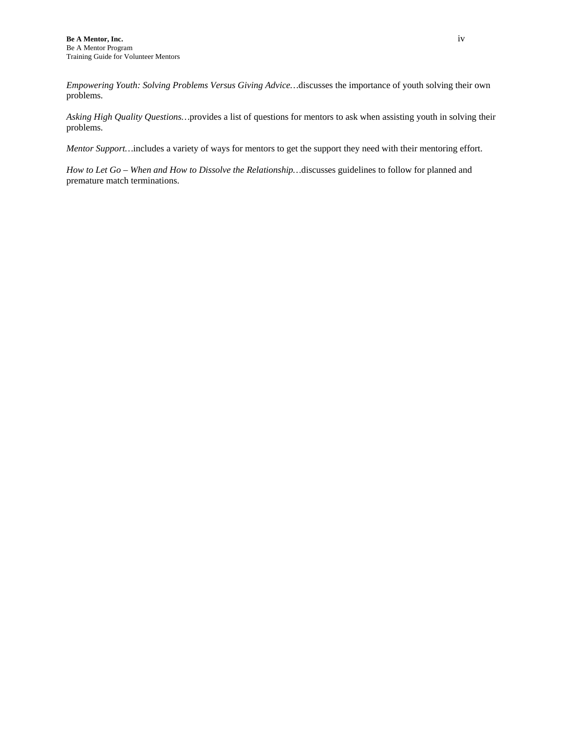*Empowering Youth: Solving Problems Versus Giving Advice…*discusses the importance of youth solving their own problems.

*Asking High Quality Questions…*provides a list of questions for mentors to ask when assisting youth in solving their problems.

*Mentor Support…*includes a variety of ways for mentors to get the support they need with their mentoring effort.

*How to Let Go – When and How to Dissolve the Relationship…*discusses guidelines to follow for planned and premature match terminations.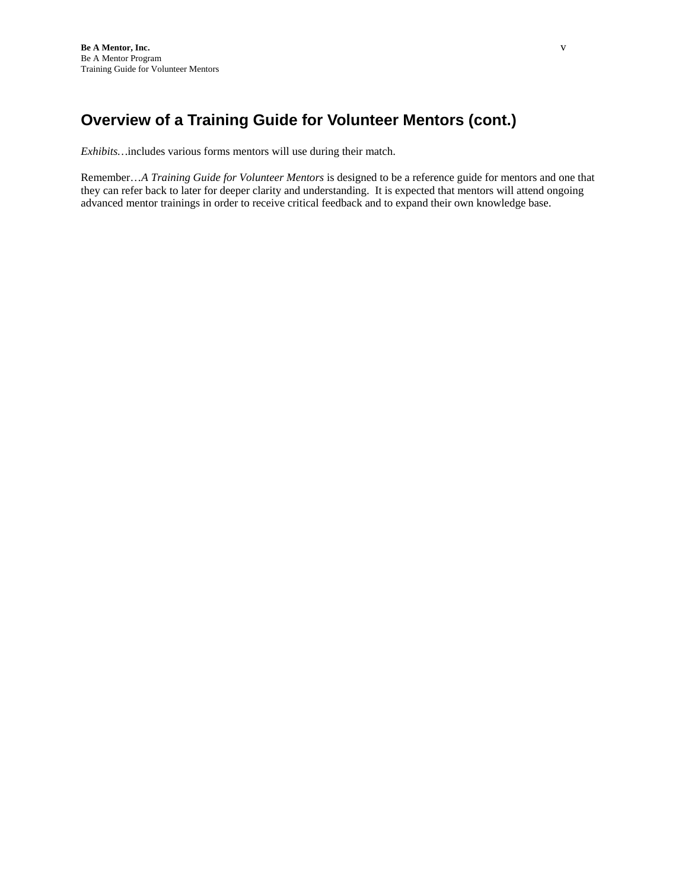## Overview of a Training Guide for Volunteer Mentors (cont.)

*Exhibits…*includes various forms mentors will use during their match.

Remember…*A Training Guide for Volunteer Mentors* is designed to be a reference guide for mentors and one that they can refer back to later for deeper clarity and understanding. It is expected that mentors will attend ongoing advanced mentor trainings in order to receive critical feedback and to expand their own knowledge base.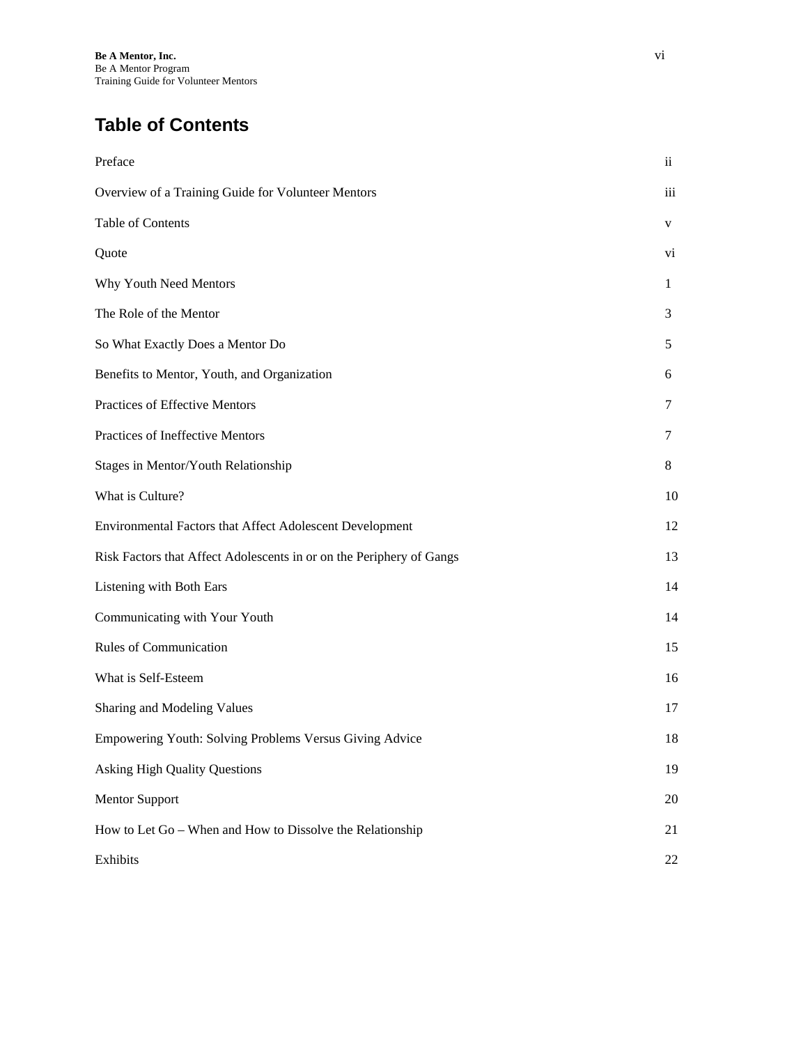# Table of Contents

| | |
|---|---|
| Preface | ii |
| Overview of a Training Guide for Volunteer Mentors | iii |
| Table of Contents | v |
| Quote | vi |
| Why Youth Need Mentors | 1 |
| The Role of the Mentor | 3 |
| So What Exactly Does a Mentor Do | 5 |
| Benefits to Mentor, Youth, and Organization | 6 |
| Practices of Effective Mentors | 7 |
| Practices of Ineffective Mentors | 7 |
| Stages in Mentor/Youth Relationship | 8 |
| What is Culture? | 10 |
| Environmental Factors that Affect Adolescent Development | 12 |
| Risk Factors that Affect Adolescents in or on the Periphery of Gangs | 13 |
| Listening with Both Ears | 14 |
| Communicating with Your Youth | 14 |
| Rules of Communication | 15 |
| What is Self-Esteem | 16 |
| Sharing and Modeling Values | 17 |
| Empowering Youth: Solving Problems Versus Giving Advice | 18 |
| Asking High Quality Questions | 19 |
| Mentor Support | 20 |
| How to Let Go – When and How to Dissolve the Relationship | 21 |
| Exhibits | 22 |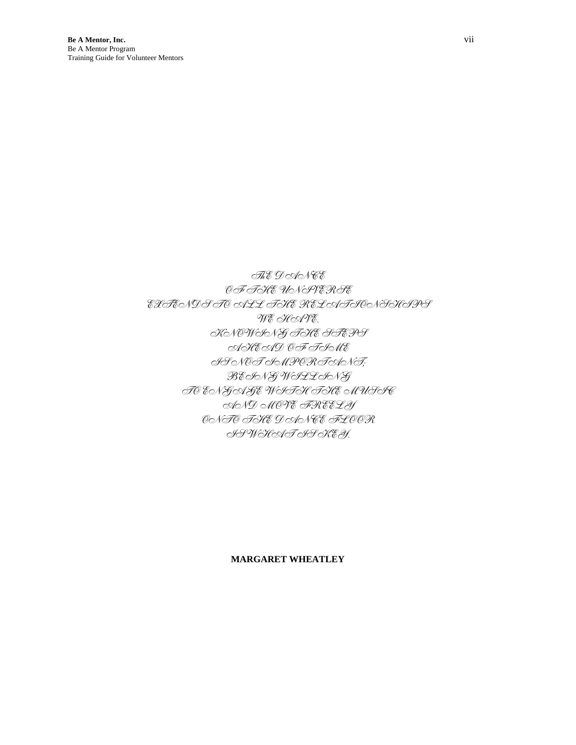*THE DANCE*
*OF THE UNIVERSE*
*EXTENDS TO ALL THE RELATIONSHIPS*
*WE HAVE.*
*KNOWING THE STEPS*
*AHEAD OF TIME*
*IS NOT IMPORTANT;*
*BEING WILLING*
*TO ENGAGE WITH THE MUSIC*
*AND MOVE FREELY*
*ONTO THE DANCE FLOOR*
*IS WHAT IS KEY.*

**MARGARET WHEATLEY**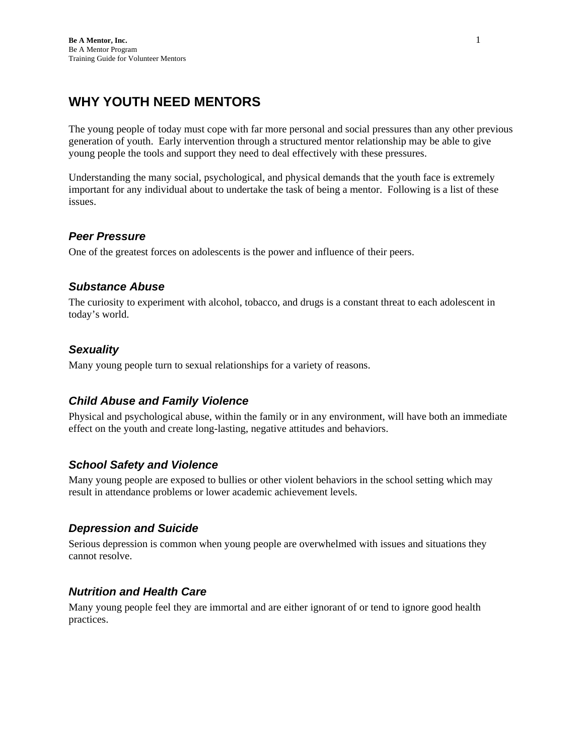## WHY YOUTH NEED MENTORS

The young people of today must cope with far more personal and social pressures than any other previous generation of youth. Early intervention through a structured mentor relationship may be able to give young people the tools and support they need to deal effectively with these pressures.

Understanding the many social, psychological, and physical demands that the youth face is extremely important for any individual about to undertake the task of being a mentor. Following is a list of these issues.

### *Peer Pressure*

One of the greatest forces on adolescents is the power and influence of their peers.

### *Substance Abuse*

The curiosity to experiment with alcohol, tobacco, and drugs is a constant threat to each adolescent in today's world.

### *Sexuality*

Many young people turn to sexual relationships for a variety of reasons.

### *Child Abuse and Family Violence*

Physical and psychological abuse, within the family or in any environment, will have both an immediate effect on the youth and create long-lasting, negative attitudes and behaviors.

### *School Safety and Violence*

Many young people are exposed to bullies or other violent behaviors in the school setting which may result in attendance problems or lower academic achievement levels.

### *Depression and Suicide*

Serious depression is common when young people are overwhelmed with issues and situations they cannot resolve.

### *Nutrition and Health Care*

Many young people feel they are immortal and are either ignorant of or tend to ignore good health practices.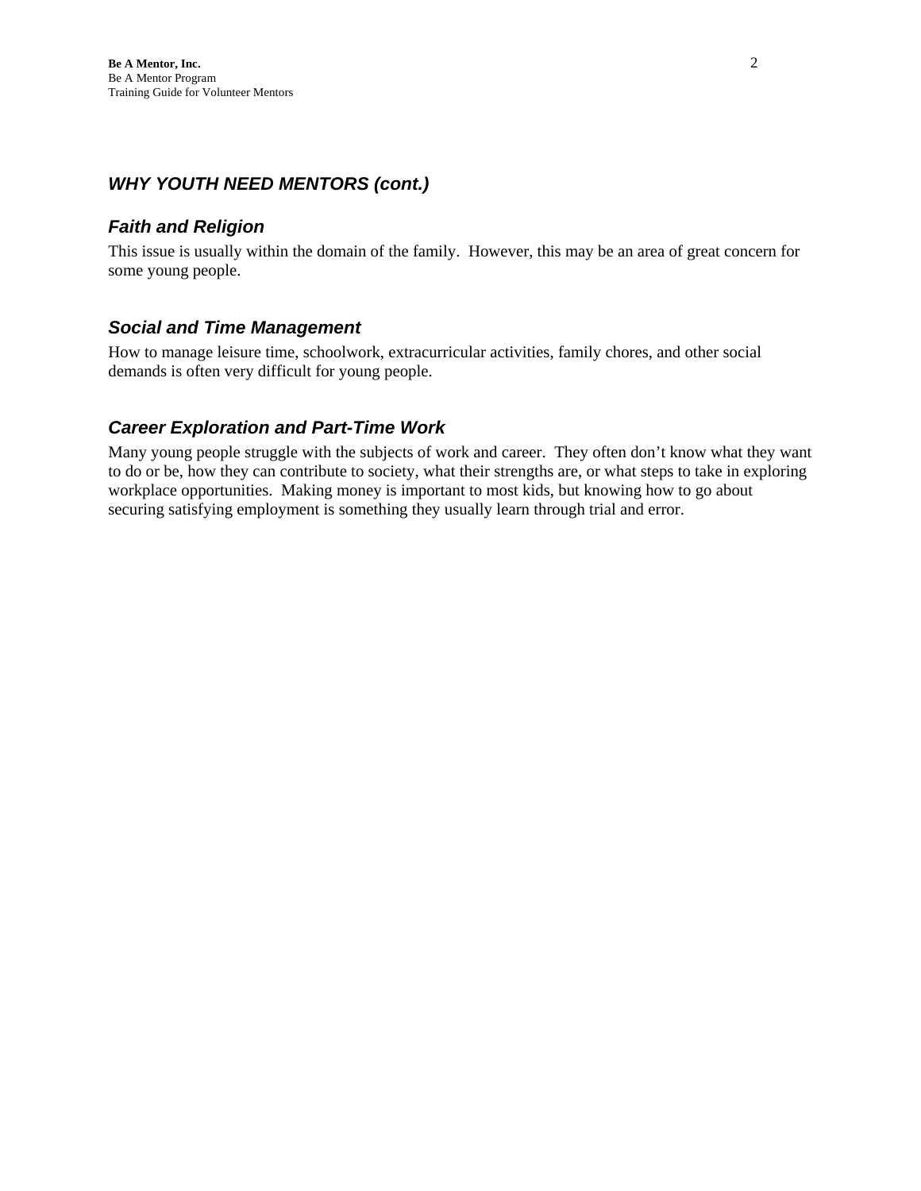## *WHY YOUTH NEED MENTORS (cont.)*

### *Faith and Religion*

This issue is usually within the domain of the family. However, this may be an area of great concern for some young people.

### *Social and Time Management*

How to manage leisure time, schoolwork, extracurricular activities, family chores, and other social demands is often very difficult for young people.

### *Career Exploration and Part-Time Work*

Many young people struggle with the subjects of work and career. They often don't know what they want to do or be, how they can contribute to society, what their strengths are, or what steps to take in exploring workplace opportunities. Making money is important to most kids, but knowing how to go about securing satisfying employment is something they usually learn through trial and error.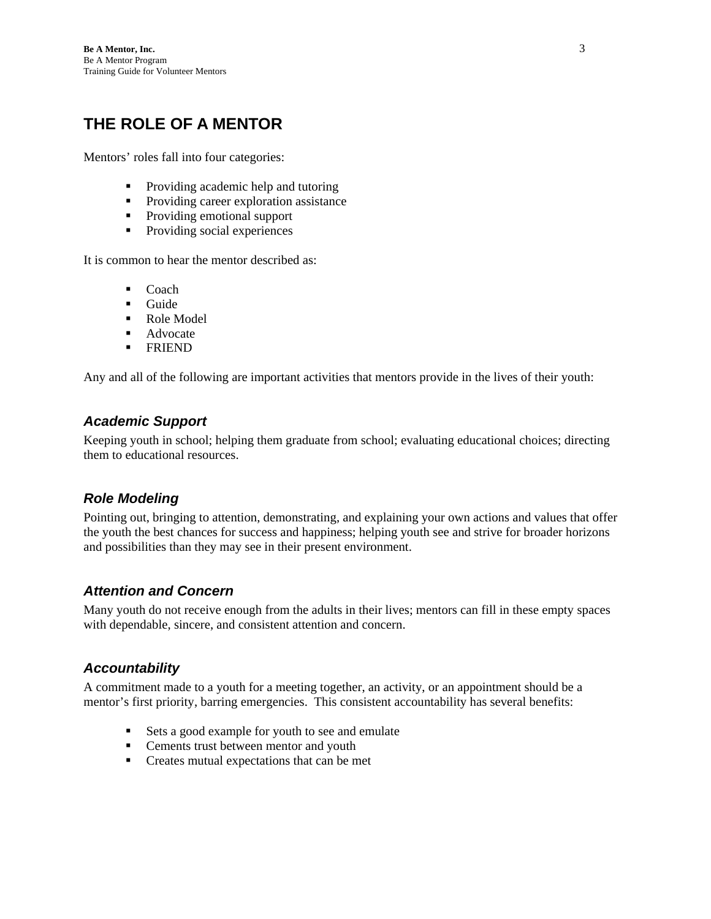# THE ROLE OF A MENTOR

Mentors' roles fall into four categories:

- Providing academic help and tutoring
- Providing career exploration assistance
- Providing emotional support
- Providing social experiences

It is common to hear the mentor described as:

- Coach
- Guide
- Role Model
- Advocate
- FRIEND

Any and all of the following are important activities that mentors provide in the lives of their youth:

### *Academic Support*

Keeping youth in school; helping them graduate from school; evaluating educational choices; directing them to educational resources.

### *Role Modeling*

Pointing out, bringing to attention, demonstrating, and explaining your own actions and values that offer the youth the best chances for success and happiness; helping youth see and strive for broader horizons and possibilities than they may see in their present environment.

### *Attention and Concern*

Many youth do not receive enough from the adults in their lives; mentors can fill in these empty spaces with dependable, sincere, and consistent attention and concern.

### *Accountability*

A commitment made to a youth for a meeting together, an activity, or an appointment should be a mentor's first priority, barring emergencies. This consistent accountability has several benefits:

- Sets a good example for youth to see and emulate
- Cements trust between mentor and youth
- Creates mutual expectations that can be met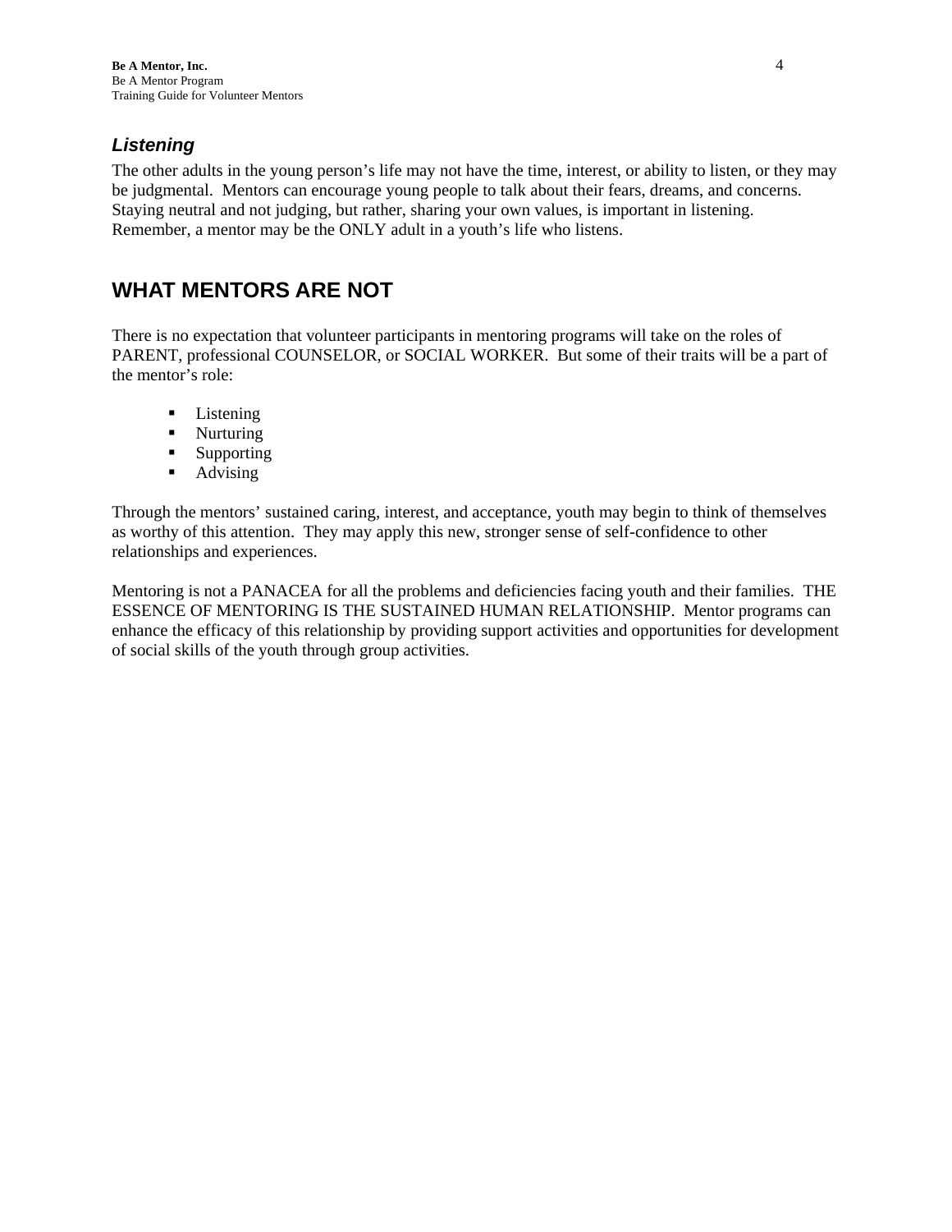### *Listening*

The other adults in the young person's life may not have the time, interest, or ability to listen, or they may be judgmental. Mentors can encourage young people to talk about their fears, dreams, and concerns. Staying neutral and not judging, but rather, sharing your own values, is important in listening. Remember, a mentor may be the ONLY adult in a youth's life who listens.

## WHAT MENTORS ARE NOT

There is no expectation that volunteer participants in mentoring programs will take on the roles of PARENT, professional COUNSELOR, or SOCIAL WORKER. But some of their traits will be a part of the mentor's role:

- Listening
- Nurturing
- Supporting
- Advising

Through the mentors' sustained caring, interest, and acceptance, youth may begin to think of themselves as worthy of this attention. They may apply this new, stronger sense of self-confidence to other relationships and experiences.

Mentoring is not a PANACEA for all the problems and deficiencies facing youth and their families. THE ESSENCE OF MENTORING IS THE SUSTAINED HUMAN RELATIONSHIP. Mentor programs can enhance the efficacy of this relationship by providing support activities and opportunities for development of social skills of the youth through group activities.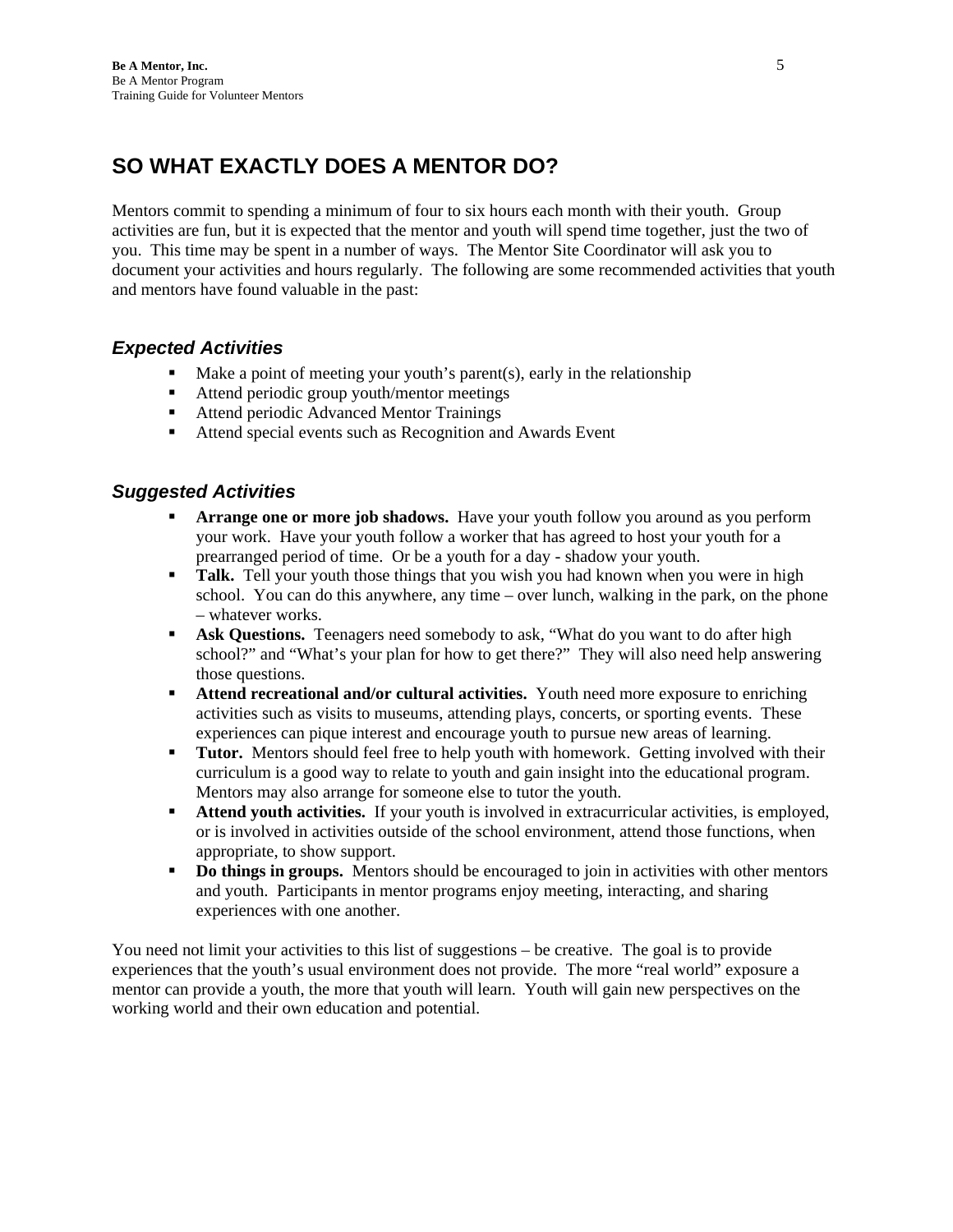# SO WHAT EXACTLY DOES A MENTOR DO?

Mentors commit to spending a minimum of four to six hours each month with their youth. Group activities are fun, but it is expected that the mentor and youth will spend time together, just the two of you. This time may be spent in a number of ways. The Mentor Site Coordinator will ask you to document your activities and hours regularly. The following are some recommended activities that youth and mentors have found valuable in the past:

## *Expected Activities*

- Make a point of meeting your youth's parent(s), early in the relationship
- Attend periodic group youth/mentor meetings
- Attend periodic Advanced Mentor Trainings
- Attend special events such as Recognition and Awards Event

## *Suggested Activities*

- **Arrange one or more job shadows.** Have your youth follow you around as you perform your work. Have your youth follow a worker that has agreed to host your youth for a prearranged period of time. Or be a youth for a day - shadow your youth.
- **Talk.** Tell your youth those things that you wish you had known when you were in high school. You can do this anywhere, any time – over lunch, walking in the park, on the phone – whatever works.
- **Ask Questions.** Teenagers need somebody to ask, "What do you want to do after high school?" and "What's your plan for how to get there?" They will also need help answering those questions.
- **Attend recreational and/or cultural activities.** Youth need more exposure to enriching activities such as visits to museums, attending plays, concerts, or sporting events. These experiences can pique interest and encourage youth to pursue new areas of learning.
- **Tutor.** Mentors should feel free to help youth with homework. Getting involved with their curriculum is a good way to relate to youth and gain insight into the educational program. Mentors may also arrange for someone else to tutor the youth.
- **Attend youth activities.** If your youth is involved in extracurricular activities, is employed, or is involved in activities outside of the school environment, attend those functions, when appropriate, to show support.
- **Do things in groups.** Mentors should be encouraged to join in activities with other mentors and youth. Participants in mentor programs enjoy meeting, interacting, and sharing experiences with one another.

You need not limit your activities to this list of suggestions – be creative. The goal is to provide experiences that the youth's usual environment does not provide. The more "real world" exposure a mentor can provide a youth, the more that youth will learn. Youth will gain new perspectives on the working world and their own education and potential.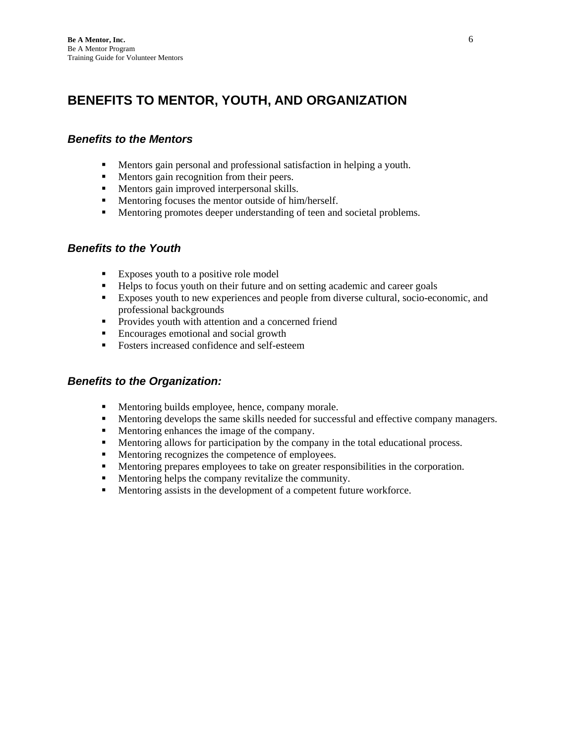# BENEFITS TO MENTOR, YOUTH, AND ORGANIZATION

## *Benefits to the Mentors*

- Mentors gain personal and professional satisfaction in helping a youth.
- Mentors gain recognition from their peers.
- Mentors gain improved interpersonal skills.
- Mentoring focuses the mentor outside of him/herself.
- Mentoring promotes deeper understanding of teen and societal problems.

## *Benefits to the Youth*

- Exposes youth to a positive role model
- Helps to focus youth on their future and on setting academic and career goals
- Exposes youth to new experiences and people from diverse cultural, socio-economic, and professional backgrounds
- Provides youth with attention and a concerned friend
- Encourages emotional and social growth
- Fosters increased confidence and self-esteem

## *Benefits to the Organization:*

- Mentoring builds employee, hence, company morale.
- Mentoring develops the same skills needed for successful and effective company managers.
- Mentoring enhances the image of the company.
- Mentoring allows for participation by the company in the total educational process.
- Mentoring recognizes the competence of employees.
- Mentoring prepares employees to take on greater responsibilities in the corporation.
- Mentoring helps the company revitalize the community.
- Mentoring assists in the development of a competent future workforce.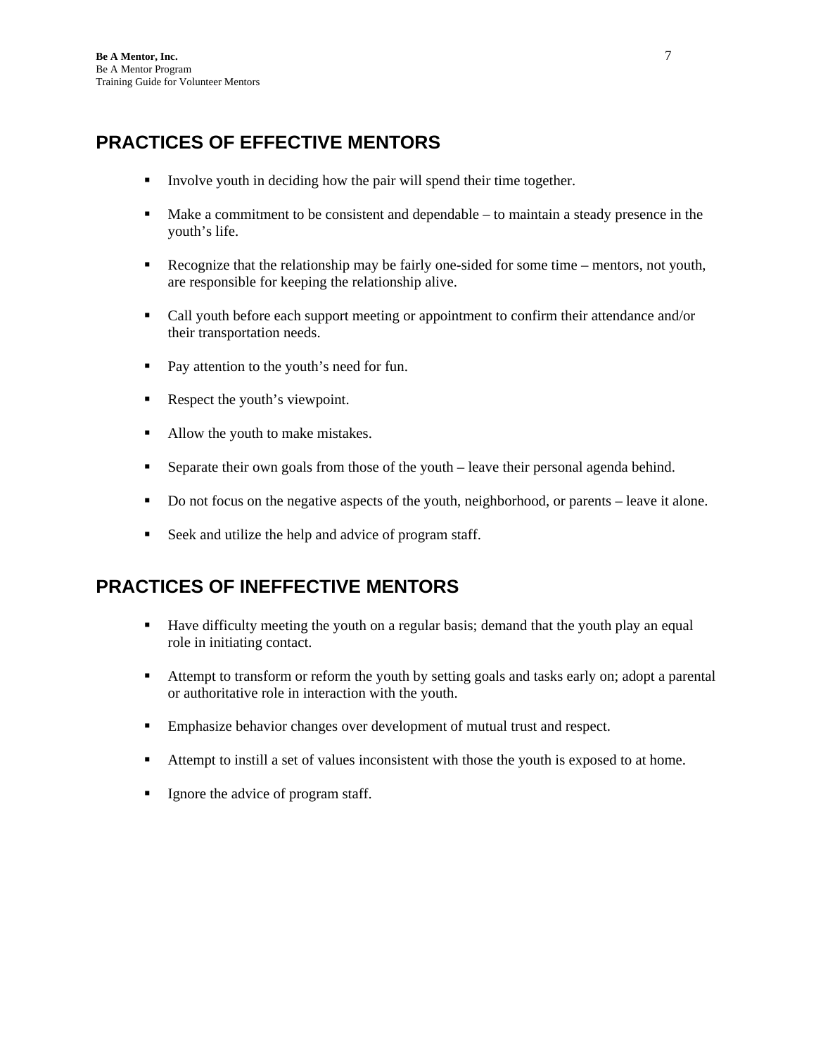## PRACTICES OF EFFECTIVE MENTORS

- Involve youth in deciding how the pair will spend their time together.
- Make a commitment to be consistent and dependable – to maintain a steady presence in the youth's life.
- Recognize that the relationship may be fairly one-sided for some time – mentors, not youth, are responsible for keeping the relationship alive.
- Call youth before each support meeting or appointment to confirm their attendance and/or their transportation needs.
- Pay attention to the youth's need for fun.
- Respect the youth's viewpoint.
- Allow the youth to make mistakes.
- Separate their own goals from those of the youth – leave their personal agenda behind.
- Do not focus on the negative aspects of the youth, neighborhood, or parents – leave it alone.
- Seek and utilize the help and advice of program staff.

## PRACTICES OF INEFFECTIVE MENTORS

- Have difficulty meeting the youth on a regular basis; demand that the youth play an equal role in initiating contact.
- Attempt to transform or reform the youth by setting goals and tasks early on; adopt a parental or authoritative role in interaction with the youth.
- Emphasize behavior changes over development of mutual trust and respect.
- Attempt to instill a set of values inconsistent with those the youth is exposed to at home.
- Ignore the advice of program staff.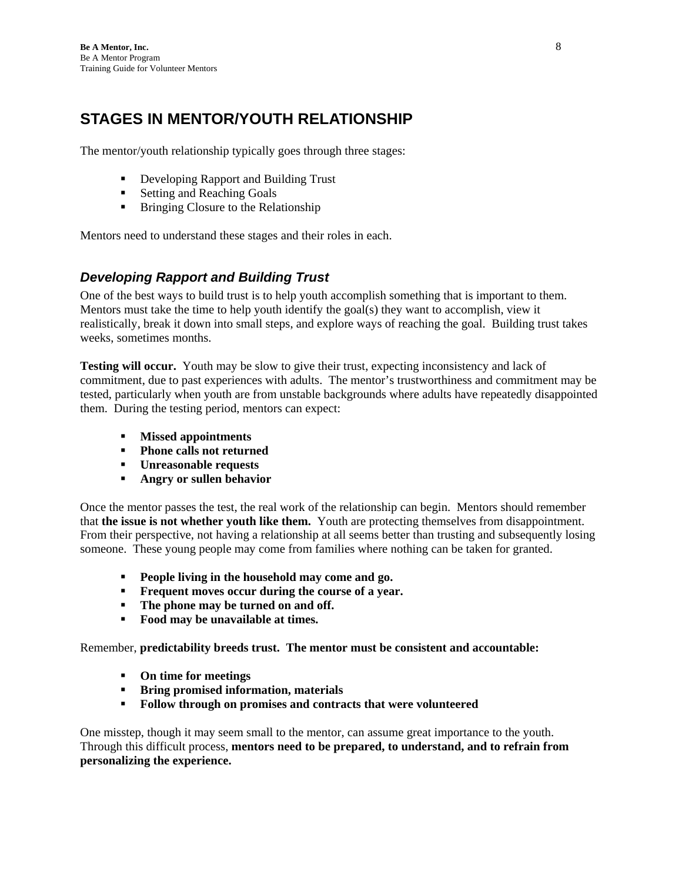## STAGES IN MENTOR/YOUTH RELATIONSHIP

The mentor/youth relationship typically goes through three stages:

- Developing Rapport and Building Trust
- Setting and Reaching Goals
- Bringing Closure to the Relationship

Mentors need to understand these stages and their roles in each.

### *Developing Rapport and Building Trust*

One of the best ways to build trust is to help youth accomplish something that is important to them. Mentors must take the time to help youth identify the goal(s) they want to accomplish, view it realistically, break it down into small steps, and explore ways of reaching the goal. Building trust takes weeks, sometimes months.

**Testing will occur.** Youth may be slow to give their trust, expecting inconsistency and lack of commitment, due to past experiences with adults. The mentor's trustworthiness and commitment may be tested, particularly when youth are from unstable backgrounds where adults have repeatedly disappointed them. During the testing period, mentors can expect:

- **Missed appointments**
- **Phone calls not returned**
- **Unreasonable requests**
- **Angry or sullen behavior**

Once the mentor passes the test, the real work of the relationship can begin. Mentors should remember that **the issue is not whether youth like them.** Youth are protecting themselves from disappointment. From their perspective, not having a relationship at all seems better than trusting and subsequently losing someone. These young people may come from families where nothing can be taken for granted.

- **People living in the household may come and go.**
- **Frequent moves occur during the course of a year.**
- **The phone may be turned on and off.**
- **Food may be unavailable at times.**

Remember, **predictability breeds trust. The mentor must be consistent and accountable:**

- **On time for meetings**
- **Bring promised information, materials**
- **Follow through on promises and contracts that were volunteered**

One misstep, though it may seem small to the mentor, can assume great importance to the youth. Through this difficult process, **mentors need to be prepared, to understand, and to refrain from personalizing the experience.**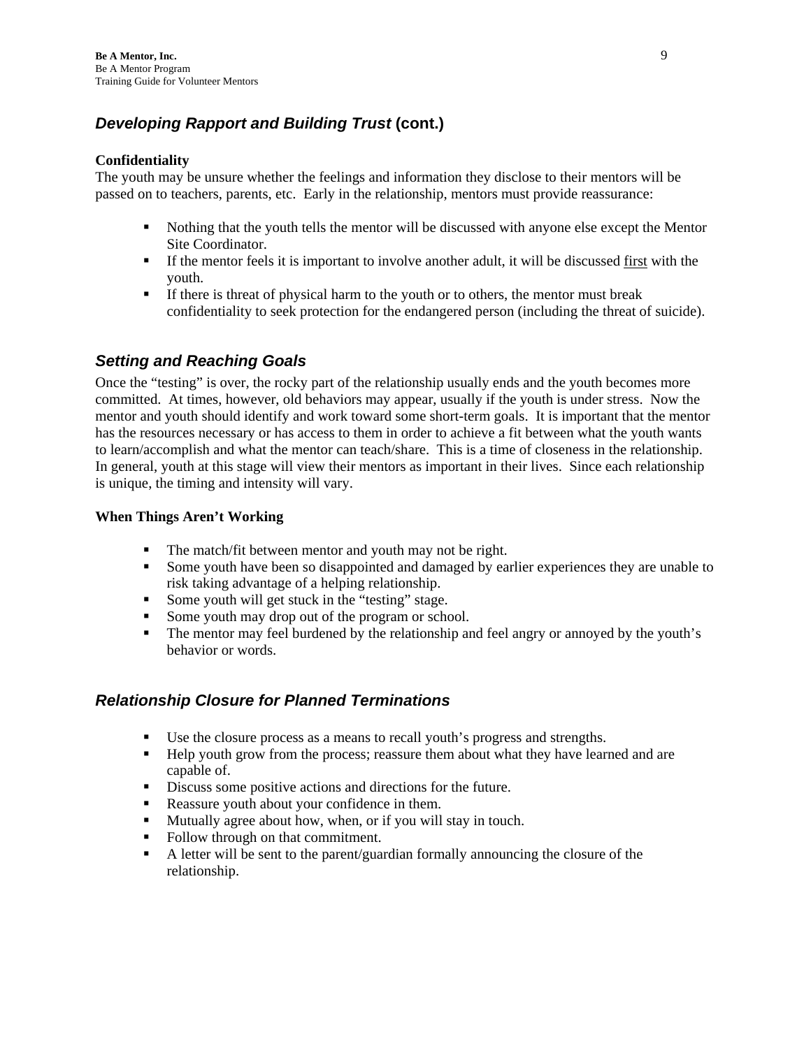## *Developing Rapport and Building Trust* (cont.)

**Confidentiality**

The youth may be unsure whether the feelings and information they disclose to their mentors will be passed on to teachers, parents, etc. Early in the relationship, mentors must provide reassurance:

- Nothing that the youth tells the mentor will be discussed with anyone else except the Mentor Site Coordinator.
- If the mentor feels it is important to involve another adult, it will be discussed first with the youth.
- If there is threat of physical harm to the youth or to others, the mentor must break confidentiality to seek protection for the endangered person (including the threat of suicide).

## *Setting and Reaching Goals*

Once the "testing" is over, the rocky part of the relationship usually ends and the youth becomes more committed. At times, however, old behaviors may appear, usually if the youth is under stress. Now the mentor and youth should identify and work toward some short-term goals. It is important that the mentor has the resources necessary or has access to them in order to achieve a fit between what the youth wants to learn/accomplish and what the mentor can teach/share. This is a time of closeness in the relationship. In general, youth at this stage will view their mentors as important in their lives. Since each relationship is unique, the timing and intensity will vary.

**When Things Aren't Working**

- The match/fit between mentor and youth may not be right.
- Some youth have been so disappointed and damaged by earlier experiences they are unable to risk taking advantage of a helping relationship.
- Some youth will get stuck in the "testing" stage.
- Some youth may drop out of the program or school.
- The mentor may feel burdened by the relationship and feel angry or annoyed by the youth's behavior or words.

## *Relationship Closure for Planned Terminations*

- Use the closure process as a means to recall youth's progress and strengths.
- Help youth grow from the process; reassure them about what they have learned and are capable of.
- Discuss some positive actions and directions for the future.
- Reassure youth about your confidence in them.
- Mutually agree about how, when, or if you will stay in touch.
- Follow through on that commitment.
- A letter will be sent to the parent/guardian formally announcing the closure of the relationship.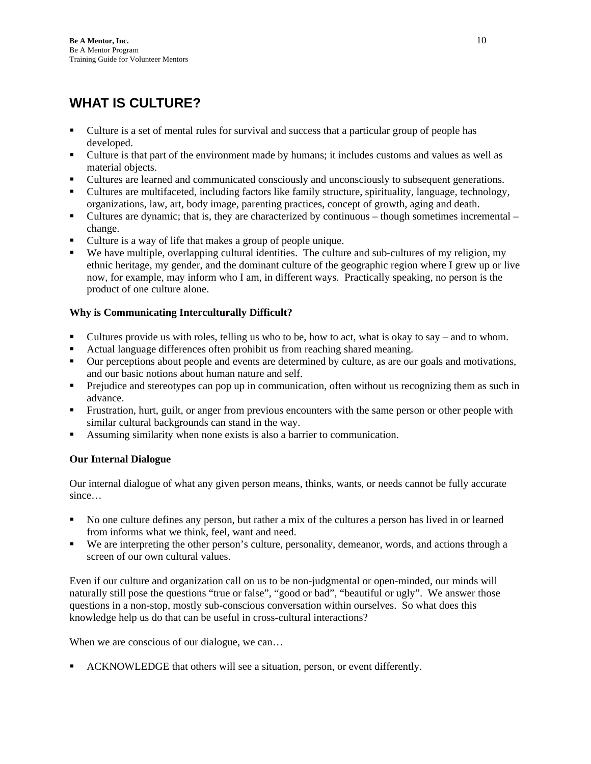# WHAT IS CULTURE?

- Culture is a set of mental rules for survival and success that a particular group of people has developed.
- Culture is that part of the environment made by humans; it includes customs and values as well as material objects.
- Cultures are learned and communicated consciously and unconsciously to subsequent generations.
- Cultures are multifaceted, including factors like family structure, spirituality, language, technology, organizations, law, art, body image, parenting practices, concept of growth, aging and death.
- Cultures are dynamic; that is, they are characterized by continuous – though sometimes incremental – change.
- Culture is a way of life that makes a group of people unique.
- We have multiple, overlapping cultural identities. The culture and sub-cultures of my religion, my ethnic heritage, my gender, and the dominant culture of the geographic region where I grew up or live now, for example, may inform who I am, in different ways. Practically speaking, no person is the product of one culture alone.

**Why is Communicating Interculturally Difficult?**

- Cultures provide us with roles, telling us who to be, how to act, what is okay to say – and to whom.
- Actual language differences often prohibit us from reaching shared meaning.
- Our perceptions about people and events are determined by culture, as are our goals and motivations, and our basic notions about human nature and self.
- Prejudice and stereotypes can pop up in communication, often without us recognizing them as such in advance.
- Frustration, hurt, guilt, or anger from previous encounters with the same person or other people with similar cultural backgrounds can stand in the way.
- Assuming similarity when none exists is also a barrier to communication.

**Our Internal Dialogue**

Our internal dialogue of what any given person means, thinks, wants, or needs cannot be fully accurate since…

- No one culture defines any person, but rather a mix of the cultures a person has lived in or learned from informs what we think, feel, want and need.
- We are interpreting the other person's culture, personality, demeanor, words, and actions through a screen of our own cultural values.

Even if our culture and organization call on us to be non-judgmental or open-minded, our minds will naturally still pose the questions "true or false", "good or bad", "beautiful or ugly". We answer those questions in a non-stop, mostly sub-conscious conversation within ourselves. So what does this knowledge help us do that can be useful in cross-cultural interactions?

When we are conscious of our dialogue, we can…

- ACKNOWLEDGE that others will see a situation, person, or event differently.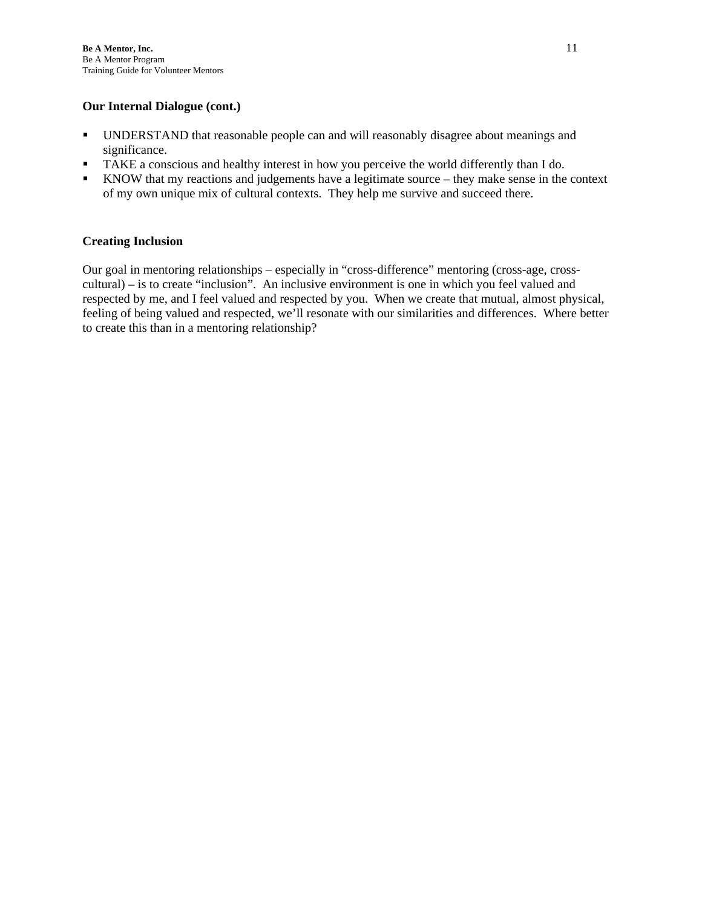**Our Internal Dialogue (cont.)**

- UNDERSTAND that reasonable people can and will reasonably disagree about meanings and significance.
- TAKE a conscious and healthy interest in how you perceive the world differently than I do.
- KNOW that my reactions and judgements have a legitimate source – they make sense in the context of my own unique mix of cultural contexts. They help me survive and succeed there.

**Creating Inclusion**

Our goal in mentoring relationships – especially in "cross-difference" mentoring (cross-age, cross-cultural) – is to create "inclusion". An inclusive environment is one in which you feel valued and respected by me, and I feel valued and respected by you. When we create that mutual, almost physical, feeling of being valued and respected, we'll resonate with our similarities and differences. Where better to create this than in a mentoring relationship?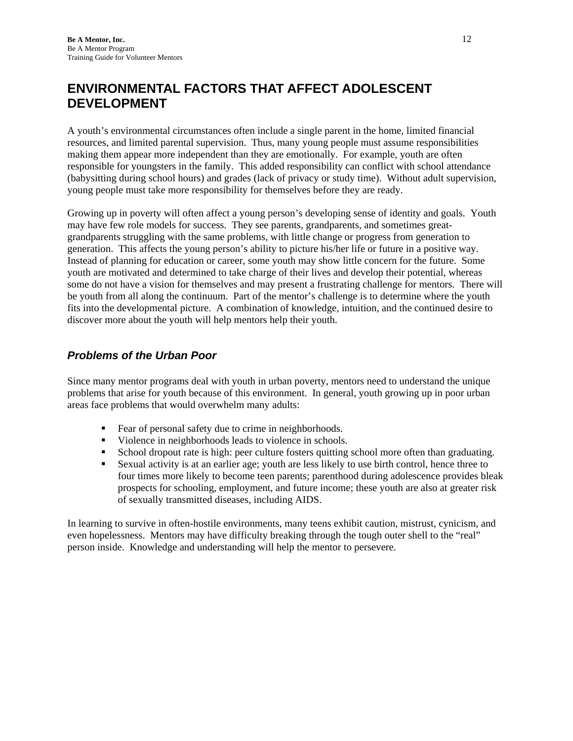# ENVIRONMENTAL FACTORS THAT AFFECT ADOLESCENT DEVELOPMENT

A youth's environmental circumstances often include a single parent in the home, limited financial resources, and limited parental supervision. Thus, many young people must assume responsibilities making them appear more independent than they are emotionally. For example, youth are often responsible for youngsters in the family. This added responsibility can conflict with school attendance (babysitting during school hours) and grades (lack of privacy or study time). Without adult supervision, young people must take more responsibility for themselves before they are ready.

Growing up in poverty will often affect a young person's developing sense of identity and goals. Youth may have few role models for success. They see parents, grandparents, and sometimes great-grandparents struggling with the same problems, with little change or progress from generation to generation. This affects the young person's ability to picture his/her life or future in a positive way. Instead of planning for education or career, some youth may show little concern for the future. Some youth are motivated and determined to take charge of their lives and develop their potential, whereas some do not have a vision for themselves and may present a frustrating challenge for mentors. There will be youth from all along the continuum. Part of the mentor's challenge is to determine where the youth fits into the developmental picture. A combination of knowledge, intuition, and the continued desire to discover more about the youth will help mentors help their youth.

## *Problems of the Urban Poor*

Since many mentor programs deal with youth in urban poverty, mentors need to understand the unique problems that arise for youth because of this environment. In general, youth growing up in poor urban areas face problems that would overwhelm many adults:

- Fear of personal safety due to crime in neighborhoods.
- Violence in neighborhoods leads to violence in schools.
- School dropout rate is high: peer culture fosters quitting school more often than graduating.
- Sexual activity is at an earlier age; youth are less likely to use birth control, hence three to four times more likely to become teen parents; parenthood during adolescence provides bleak prospects for schooling, employment, and future income; these youth are also at greater risk of sexually transmitted diseases, including AIDS.

In learning to survive in often-hostile environments, many teens exhibit caution, mistrust, cynicism, and even hopelessness. Mentors may have difficulty breaking through the tough outer shell to the "real" person inside. Knowledge and understanding will help the mentor to persevere.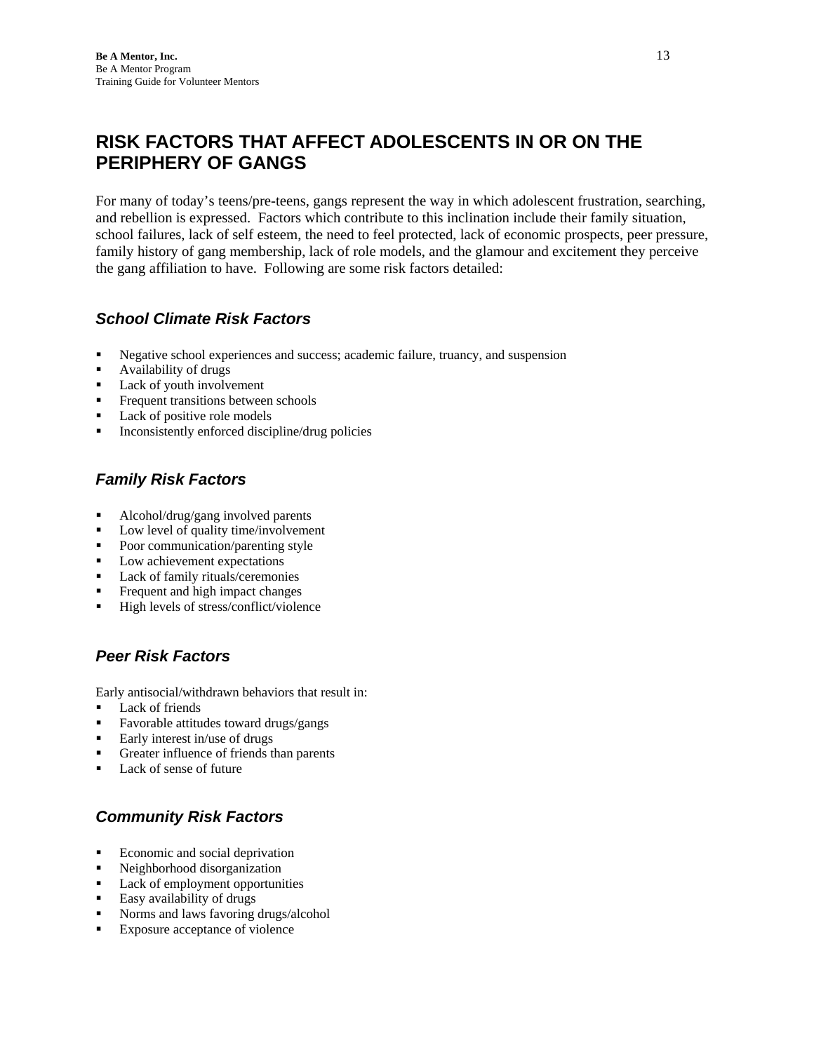## RISK FACTORS THAT AFFECT ADOLESCENTS IN OR ON THE PERIPHERY OF GANGS

For many of today's teens/pre-teens, gangs represent the way in which adolescent frustration, searching, and rebellion is expressed. Factors which contribute to this inclination include their family situation, school failures, lack of self esteem, the need to feel protected, lack of economic prospects, peer pressure, family history of gang membership, lack of role models, and the glamour and excitement they perceive the gang affiliation to have. Following are some risk factors detailed:

### *School Climate Risk Factors*

- Negative school experiences and success; academic failure, truancy, and suspension
- Availability of drugs
- Lack of youth involvement
- Frequent transitions between schools
- Lack of positive role models
- Inconsistently enforced discipline/drug policies

### *Family Risk Factors*

- Alcohol/drug/gang involved parents
- Low level of quality time/involvement
- Poor communication/parenting style
- Low achievement expectations
- Lack of family rituals/ceremonies
- Frequent and high impact changes
- High levels of stress/conflict/violence

### *Peer Risk Factors*

Early antisocial/withdrawn behaviors that result in:

- Lack of friends
- Favorable attitudes toward drugs/gangs
- Early interest in/use of drugs
- Greater influence of friends than parents
- Lack of sense of future

### *Community Risk Factors*

- Economic and social deprivation
- Neighborhood disorganization
- Lack of employment opportunities
- Easy availability of drugs
- Norms and laws favoring drugs/alcohol
- Exposure acceptance of violence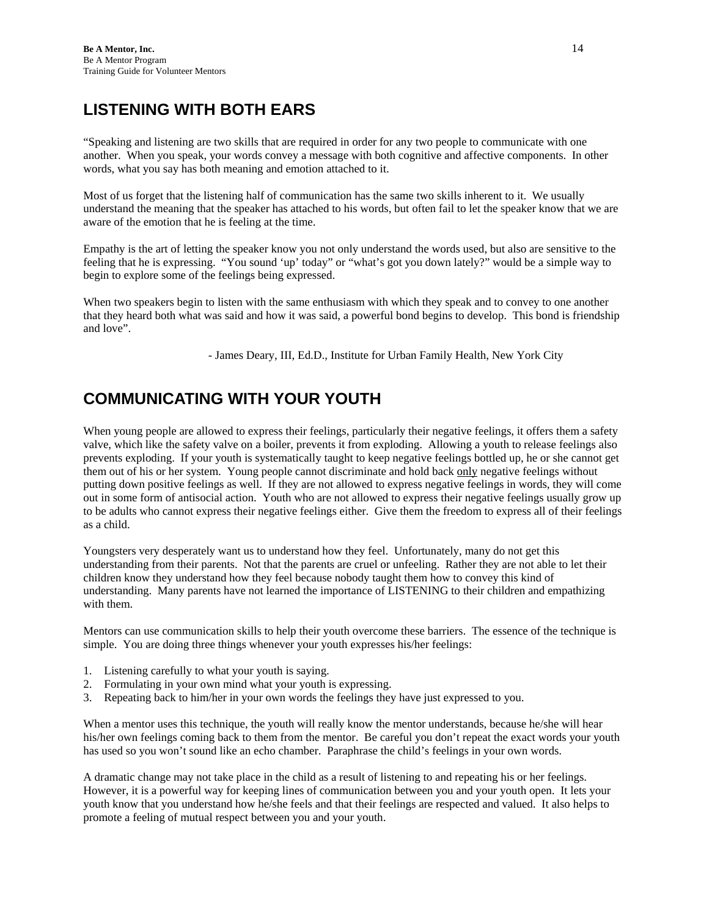## LISTENING WITH BOTH EARS

"Speaking and listening are two skills that are required in order for any two people to communicate with one another. When you speak, your words convey a message with both cognitive and affective components. In other words, what you say has both meaning and emotion attached to it.

Most of us forget that the listening half of communication has the same two skills inherent to it. We usually understand the meaning that the speaker has attached to his words, but often fail to let the speaker know that we are aware of the emotion that he is feeling at the time.

Empathy is the art of letting the speaker know you not only understand the words used, but also are sensitive to the feeling that he is expressing. "You sound 'up' today" or "what's got you down lately?" would be a simple way to begin to explore some of the feelings being expressed.

When two speakers begin to listen with the same enthusiasm with which they speak and to convey to one another that they heard both what was said and how it was said, a powerful bond begins to develop. This bond is friendship and love".

- James Deary, III, Ed.D., Institute for Urban Family Health, New York City

## COMMUNICATING WITH YOUR YOUTH

When young people are allowed to express their feelings, particularly their negative feelings, it offers them a safety valve, which like the safety valve on a boiler, prevents it from exploding. Allowing a youth to release feelings also prevents exploding. If your youth is systematically taught to keep negative feelings bottled up, he or she cannot get them out of his or her system. Young people cannot discriminate and hold back <u>only</u> negative feelings without putting down positive feelings as well. If they are not allowed to express negative feelings in words, they will come out in some form of antisocial action. Youth who are not allowed to express their negative feelings usually grow up to be adults who cannot express their negative feelings either. Give them the freedom to express all of their feelings as a child.

Youngsters very desperately want us to understand how they feel. Unfortunately, many do not get this understanding from their parents. Not that the parents are cruel or unfeeling. Rather they are not able to let their children know they understand how they feel because nobody taught them how to convey this kind of understanding. Many parents have not learned the importance of LISTENING to their children and empathizing with them.

Mentors can use communication skills to help their youth overcome these barriers. The essence of the technique is simple. You are doing three things whenever your youth expresses his/her feelings:

1. Listening carefully to what your youth is saying.
2. Formulating in your own mind what your youth is expressing.
3. Repeating back to him/her in your own words the feelings they have just expressed to you.

When a mentor uses this technique, the youth will really know the mentor understands, because he/she will hear his/her own feelings coming back to them from the mentor. Be careful you don't repeat the exact words your youth has used so you won't sound like an echo chamber. Paraphrase the child's feelings in your own words.

A dramatic change may not take place in the child as a result of listening to and repeating his or her feelings. However, it is a powerful way for keeping lines of communication between you and your youth open. It lets your youth know that you understand how he/she feels and that their feelings are respected and valued. It also helps to promote a feeling of mutual respect between you and your youth.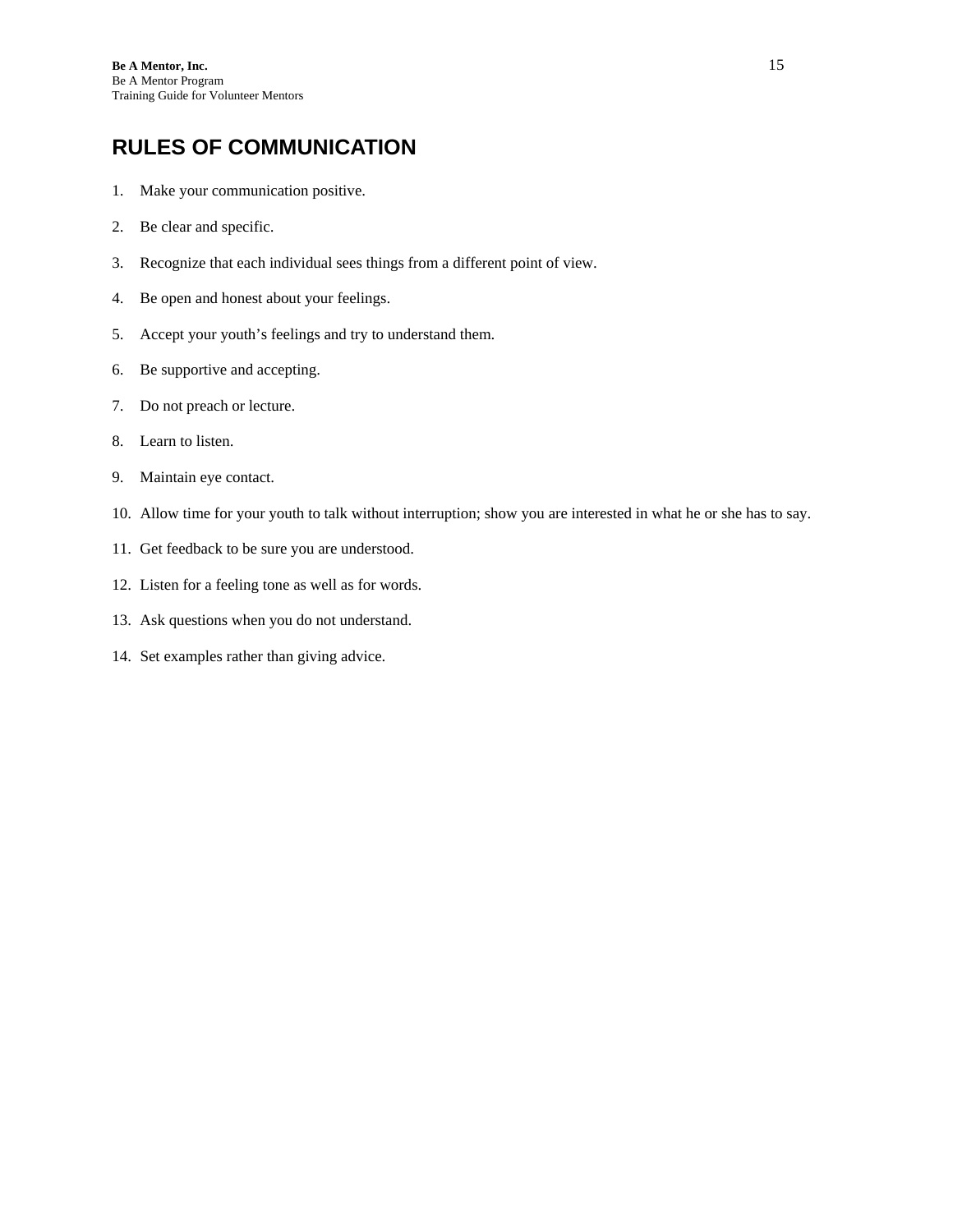# RULES OF COMMUNICATION

1. Make your communication positive.
2. Be clear and specific.
3. Recognize that each individual sees things from a different point of view.
4. Be open and honest about your feelings.
5. Accept your youth's feelings and try to understand them.
6. Be supportive and accepting.
7. Do not preach or lecture.
8. Learn to listen.
9. Maintain eye contact.
10. Allow time for your youth to talk without interruption; show you are interested in what he or she has to say.
11. Get feedback to be sure you are understood.
12. Listen for a feeling tone as well as for words.
13. Ask questions when you do not understand.
14. Set examples rather than giving advice.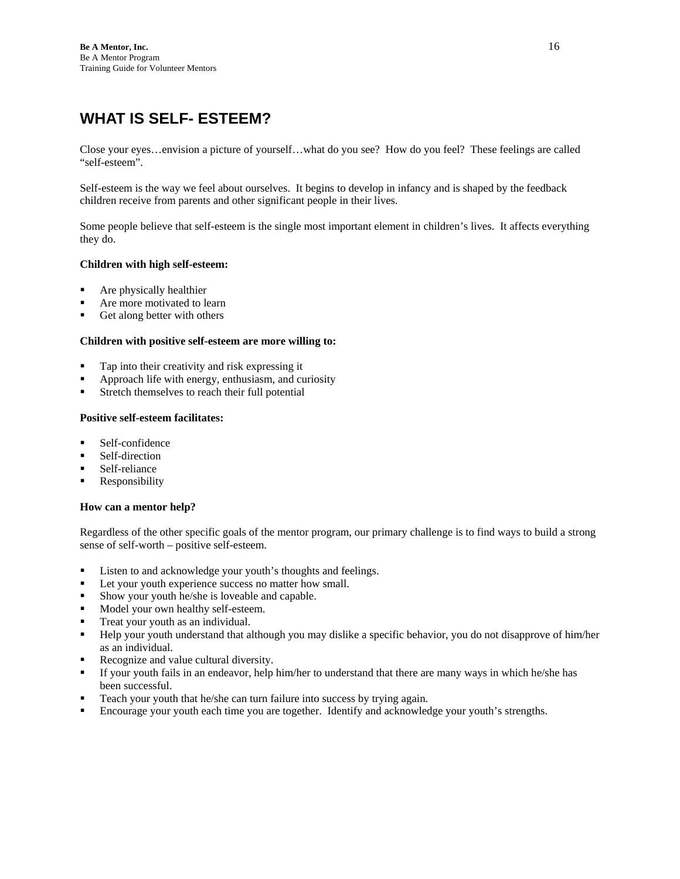# WHAT IS SELF- ESTEEM?

Close your eyes…envision a picture of yourself…what do you see? How do you feel? These feelings are called "self-esteem".

Self-esteem is the way we feel about ourselves. It begins to develop in infancy and is shaped by the feedback children receive from parents and other significant people in their lives.

Some people believe that self-esteem is the single most important element in children's lives. It affects everything they do.

**Children with high self-esteem:**

- Are physically healthier
- Are more motivated to learn
- Get along better with others

**Children with positive self-esteem are more willing to:**

- Tap into their creativity and risk expressing it
- Approach life with energy, enthusiasm, and curiosity
- Stretch themselves to reach their full potential

**Positive self-esteem facilitates:**

- Self-confidence
- Self-direction
- Self-reliance
- Responsibility

**How can a mentor help?**

Regardless of the other specific goals of the mentor program, our primary challenge is to find ways to build a strong sense of self-worth – positive self-esteem.

- Listen to and acknowledge your youth's thoughts and feelings.
- Let your youth experience success no matter how small.
- Show your youth he/she is loveable and capable.
- Model your own healthy self-esteem.
- Treat your youth as an individual.
- Help your youth understand that although you may dislike a specific behavior, you do not disapprove of him/her as an individual.
- Recognize and value cultural diversity.
- If your youth fails in an endeavor, help him/her to understand that there are many ways in which he/she has been successful.
- Teach your youth that he/she can turn failure into success by trying again.
- Encourage your youth each time you are together. Identify and acknowledge your youth's strengths.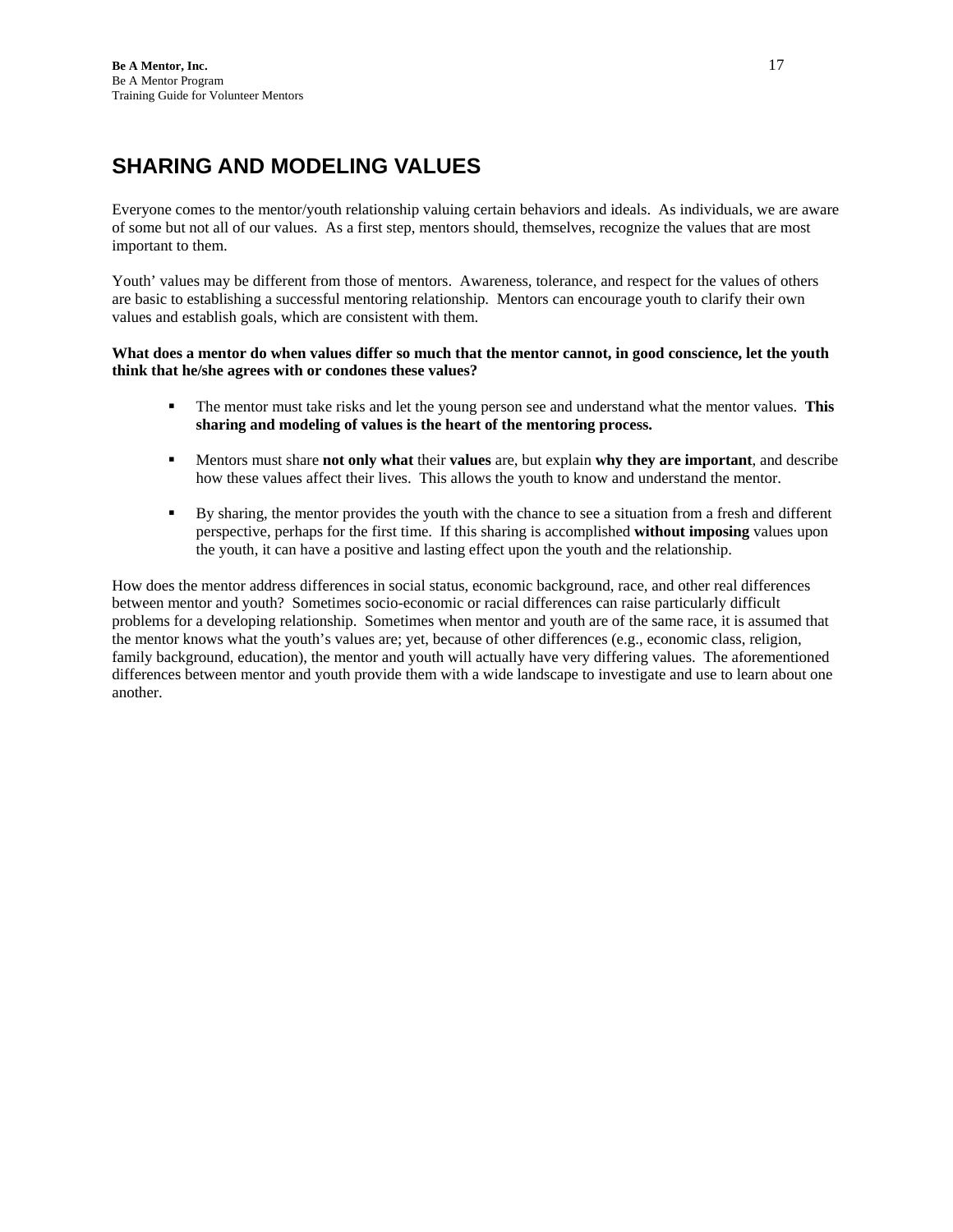## SHARING AND MODELING VALUES

Everyone comes to the mentor/youth relationship valuing certain behaviors and ideals. As individuals, we are aware of some but not all of our values. As a first step, mentors should, themselves, recognize the values that are most important to them.

Youth' values may be different from those of mentors. Awareness, tolerance, and respect for the values of others are basic to establishing a successful mentoring relationship. Mentors can encourage youth to clarify their own values and establish goals, which are consistent with them.

**What does a mentor do when values differ so much that the mentor cannot, in good conscience, let the youth think that he/she agrees with or condones these values?**

- The mentor must take risks and let the young person see and understand what the mentor values. **This sharing and modeling of values is the heart of the mentoring process.**

- Mentors must share **not only what** their **values** are, but explain **why they are important**, and describe how these values affect their lives. This allows the youth to know and understand the mentor.

- By sharing, the mentor provides the youth with the chance to see a situation from a fresh and different perspective, perhaps for the first time. If this sharing is accomplished **without imposing** values upon the youth, it can have a positive and lasting effect upon the youth and the relationship.

How does the mentor address differences in social status, economic background, race, and other real differences between mentor and youth? Sometimes socio-economic or racial differences can raise particularly difficult problems for a developing relationship. Sometimes when mentor and youth are of the same race, it is assumed that the mentor knows what the youth's values are; yet, because of other differences (e.g., economic class, religion, family background, education), the mentor and youth will actually have very differing values. The aforementioned differences between mentor and youth provide them with a wide landscape to investigate and use to learn about one another.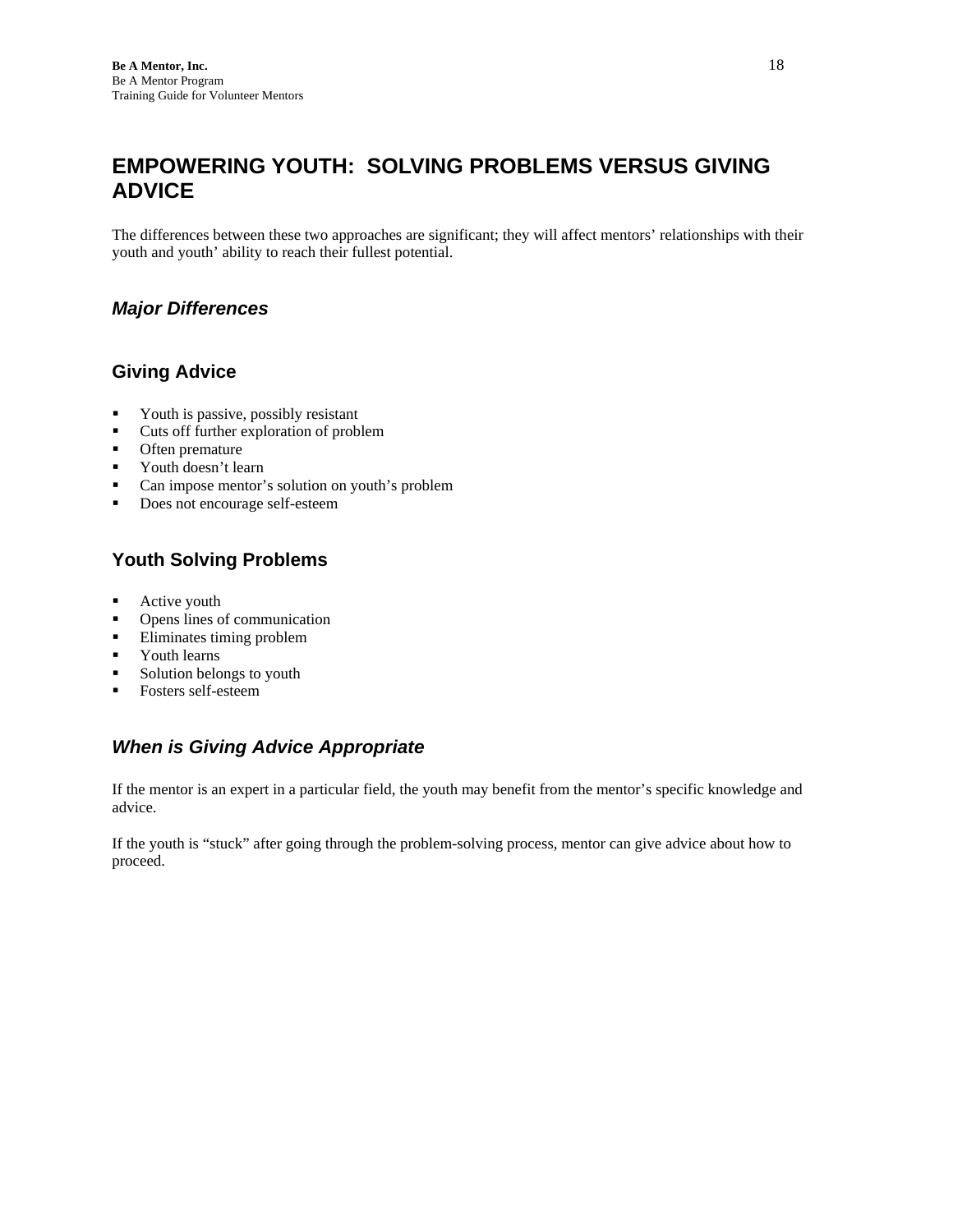# EMPOWERING YOUTH: SOLVING PROBLEMS VERSUS GIVING ADVICE

The differences between these two approaches are significant; they will affect mentors' relationships with their youth and youth' ability to reach their fullest potential.

## *Major Differences*

### Giving Advice

- Youth is passive, possibly resistant
- Cuts off further exploration of problem
- Often premature
- Youth doesn't learn
- Can impose mentor's solution on youth's problem
- Does not encourage self-esteem

### Youth Solving Problems

- Active youth
- Opens lines of communication
- Eliminates timing problem
- Youth learns
- Solution belongs to youth
- Fosters self-esteem

## *When is Giving Advice Appropriate*

If the mentor is an expert in a particular field, the youth may benefit from the mentor's specific knowledge and advice.

If the youth is "stuck" after going through the problem-solving process, mentor can give advice about how to proceed.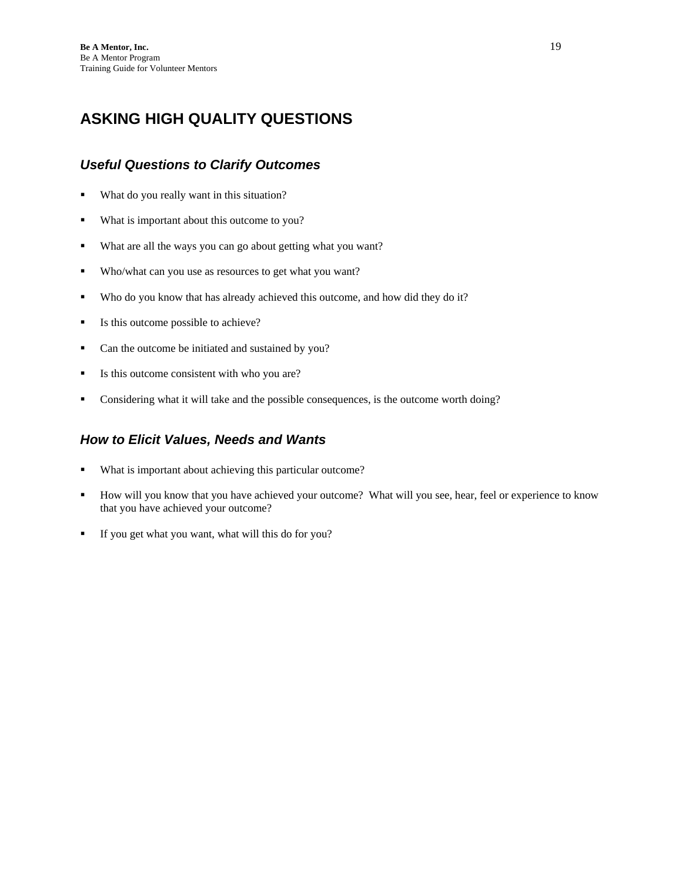# ASKING HIGH QUALITY QUESTIONS

## *Useful Questions to Clarify Outcomes*

- What do you really want in this situation?
- What is important about this outcome to you?
- What are all the ways you can go about getting what you want?
- Who/what can you use as resources to get what you want?
- Who do you know that has already achieved this outcome, and how did they do it?
- Is this outcome possible to achieve?
- Can the outcome be initiated and sustained by you?
- Is this outcome consistent with who you are?
- Considering what it will take and the possible consequences, is the outcome worth doing?

## *How to Elicit Values, Needs and Wants*

- What is important about achieving this particular outcome?
- How will you know that you have achieved your outcome? What will you see, hear, feel or experience to know that you have achieved your outcome?
- If you get what you want, what will this do for you?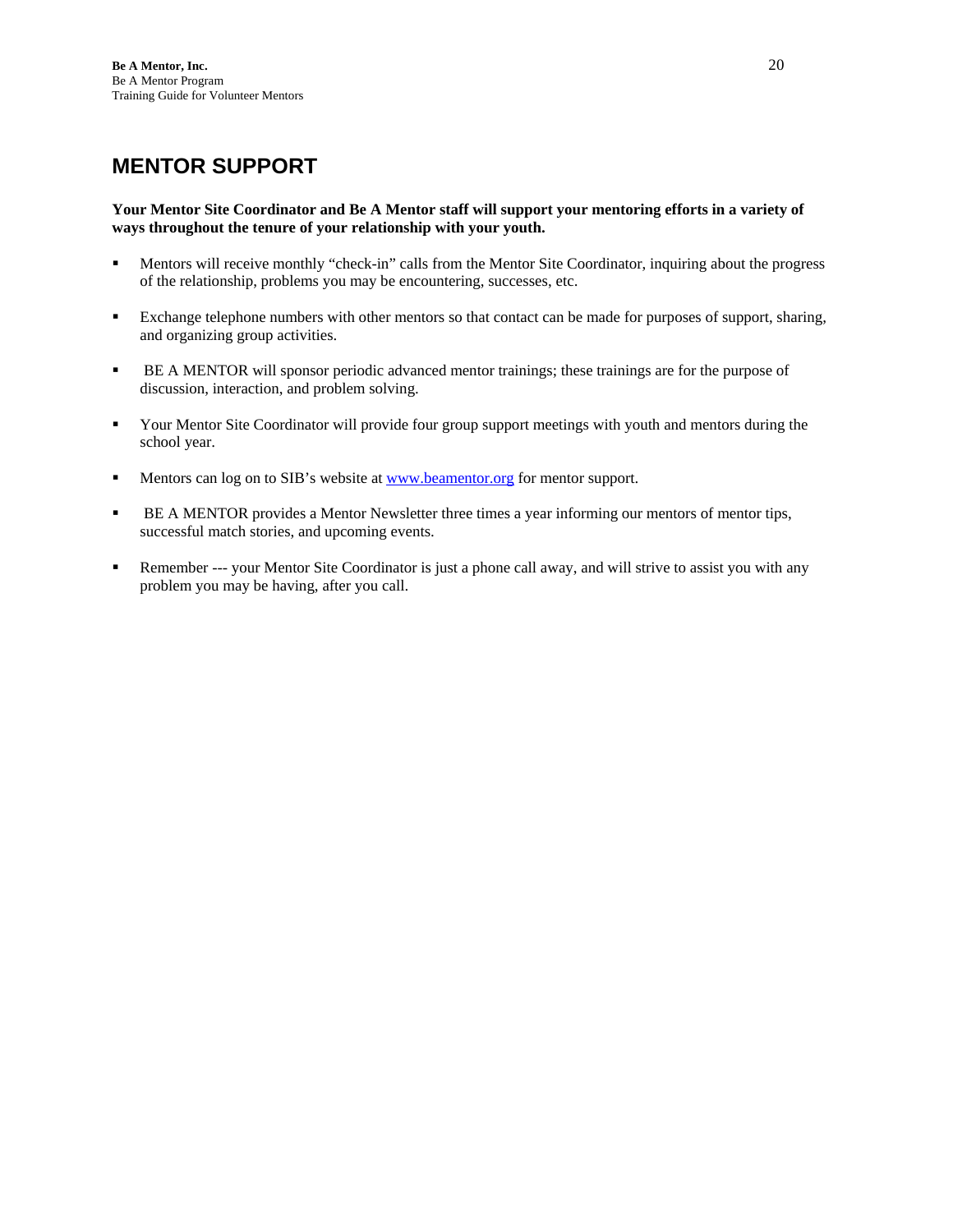## MENTOR SUPPORT

**Your Mentor Site Coordinator and Be A Mentor staff will support your mentoring efforts in a variety of ways throughout the tenure of your relationship with your youth.**

- Mentors will receive monthly "check-in" calls from the Mentor Site Coordinator, inquiring about the progress of the relationship, problems you may be encountering, successes, etc.
- Exchange telephone numbers with other mentors so that contact can be made for purposes of support, sharing, and organizing group activities.
- BE A MENTOR will sponsor periodic advanced mentor trainings; these trainings are for the purpose of discussion, interaction, and problem solving.
- Your Mentor Site Coordinator will provide four group support meetings with youth and mentors during the school year.
- Mentors can log on to SIB's website at [www.beamentor.org](http://www.beamentor.org) for mentor support.
- BE A MENTOR provides a Mentor Newsletter three times a year informing our mentors of mentor tips, successful match stories, and upcoming events.
- Remember --- your Mentor Site Coordinator is just a phone call away, and will strive to assist you with any problem you may be having, after you call.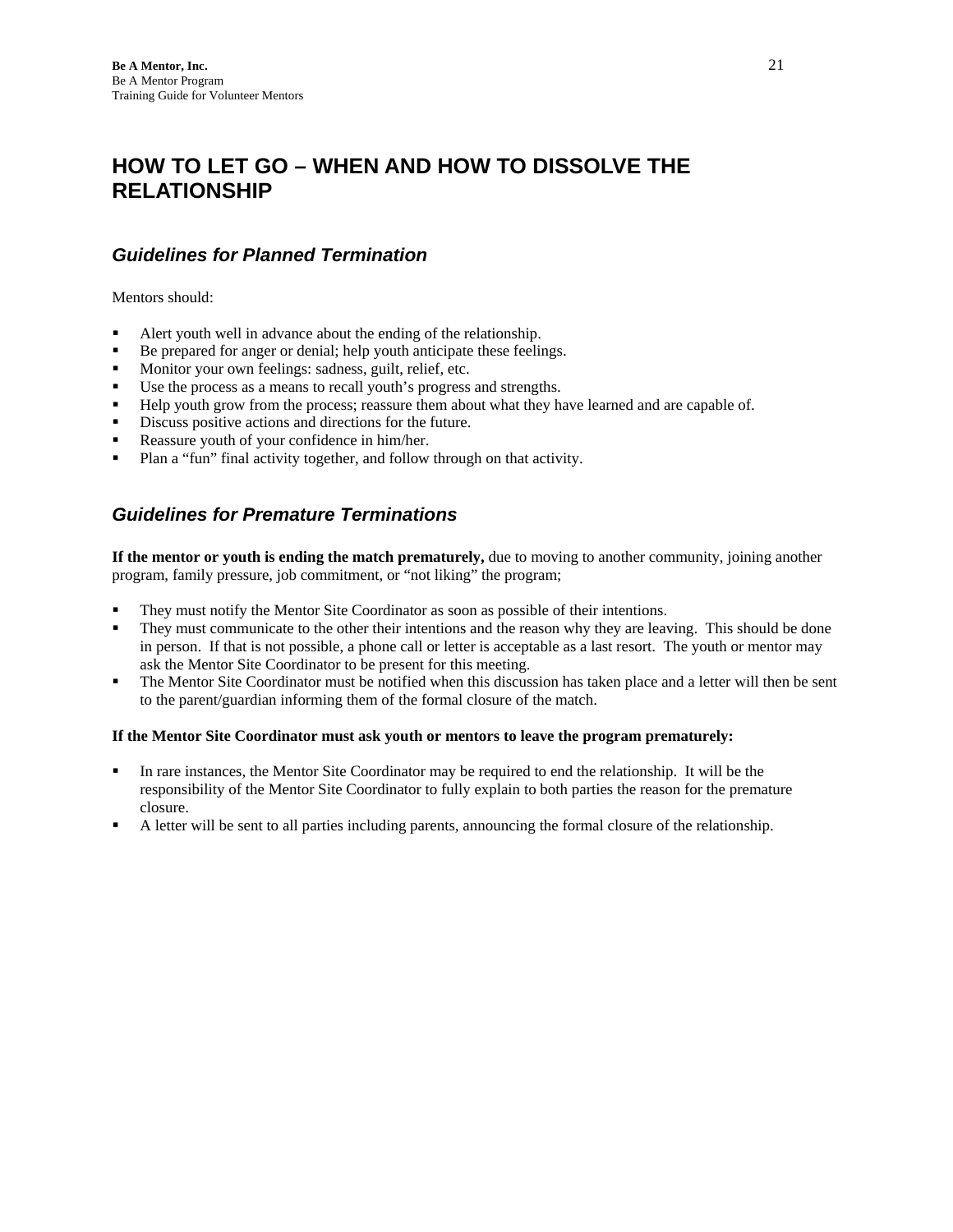# HOW TO LET GO – WHEN AND HOW TO DISSOLVE THE RELATIONSHIP

## *Guidelines for Planned Termination*

Mentors should:

- Alert youth well in advance about the ending of the relationship.
- Be prepared for anger or denial; help youth anticipate these feelings.
- Monitor your own feelings: sadness, guilt, relief, etc.
- Use the process as a means to recall youth's progress and strengths.
- Help youth grow from the process; reassure them about what they have learned and are capable of.
- Discuss positive actions and directions for the future.
- Reassure youth of your confidence in him/her.
- Plan a "fun" final activity together, and follow through on that activity.

## *Guidelines for Premature Terminations*

**If the mentor or youth is ending the match prematurely,** due to moving to another community, joining another program, family pressure, job commitment, or "not liking" the program;

- They must notify the Mentor Site Coordinator as soon as possible of their intentions.
- They must communicate to the other their intentions and the reason why they are leaving. This should be done in person. If that is not possible, a phone call or letter is acceptable as a last resort. The youth or mentor may ask the Mentor Site Coordinator to be present for this meeting.
- The Mentor Site Coordinator must be notified when this discussion has taken place and a letter will then be sent to the parent/guardian informing them of the formal closure of the match.

**If the Mentor Site Coordinator must ask youth or mentors to leave the program prematurely:**

- In rare instances, the Mentor Site Coordinator may be required to end the relationship. It will be the responsibility of the Mentor Site Coordinator to fully explain to both parties the reason for the premature closure.
- A letter will be sent to all parties including parents, announcing the formal closure of the relationship.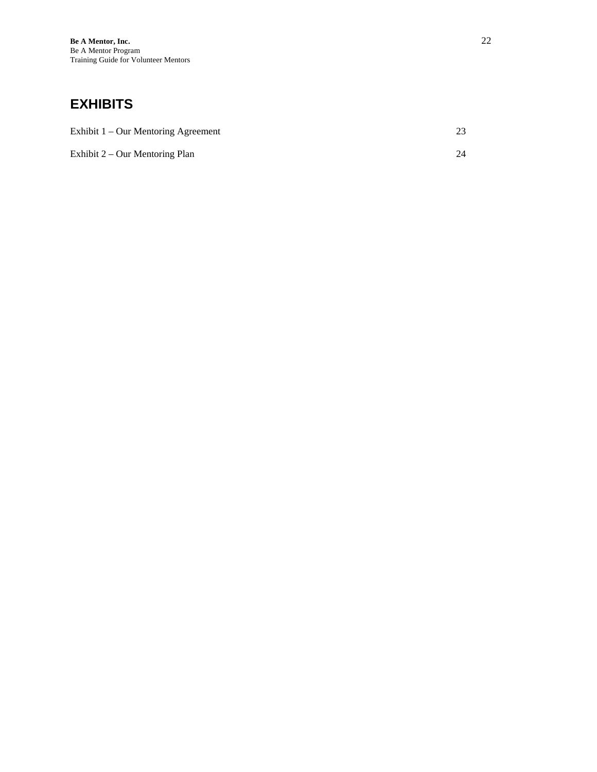## EXHIBITS

| | |
|---|---|
| Exhibit 1 – Our Mentoring Agreement | 23 |
| Exhibit 2 – Our Mentoring Plan | 24 |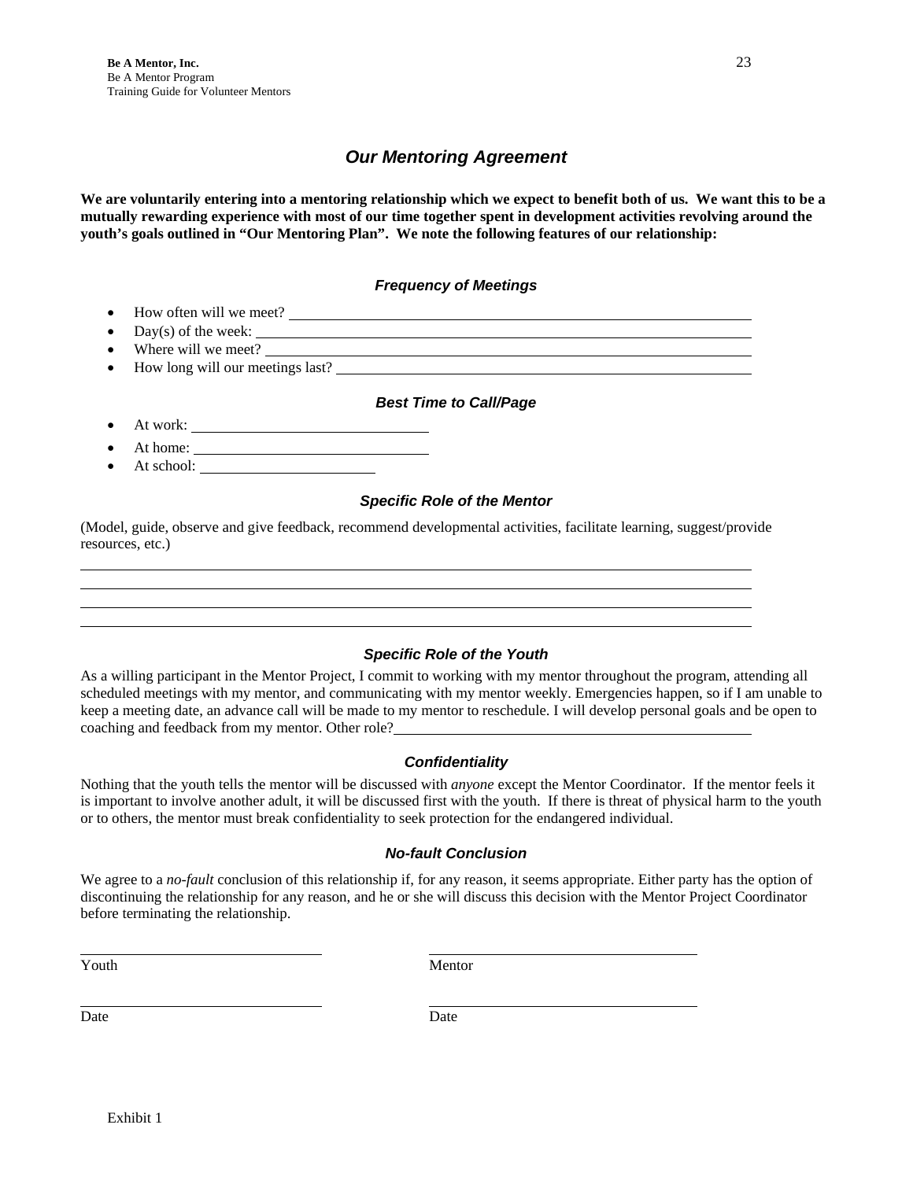# *Our Mentoring Agreement*

**We are voluntarily entering into a mentoring relationship which we expect to benefit both of us. We want this to be a mutually rewarding experience with most of our time together spent in development activities revolving around the youth's goals outlined in "Our Mentoring Plan". We note the following features of our relationship:**

### *Frequency of Meetings*

- How often will we meet? ______________________________
- Day(s) of the week: ______________________________
- Where will we meet? ______________________________
- How long will our meetings last? ______________________________

### *Best Time to Call/Page*

- At work: ______________________
- At home: ______________________
- At school: __________________

### *Specific Role of the Mentor*

(Model, guide, observe and give feedback, recommend developmental activities, facilitate learning, suggest/provide resources, etc.)

______________________________________________________________________

______________________________________________________________________

______________________________________________________________________

______________________________________________________________________

### *Specific Role of the Youth*

As a willing participant in the Mentor Project, I commit to working with my mentor throughout the program, attending all scheduled meetings with my mentor, and communicating with my mentor weekly. Emergencies happen, so if I am unable to keep a meeting date, an advance call will be made to my mentor to reschedule. I will develop personal goals and be open to coaching and feedback from my mentor. Other role?______________________________

### *Confidentiality*

Nothing that the youth tells the mentor will be discussed with *anyone* except the Mentor Coordinator. If the mentor feels it is important to involve another adult, it will be discussed first with the youth. If there is threat of physical harm to the youth or to others, the mentor must break confidentiality to seek protection for the endangered individual.

### *No-fault Conclusion*

We agree to a *no-fault* conclusion of this relationship if, for any reason, it seems appropriate. Either party has the option of discontinuing the relationship for any reason, and he or she will discuss this decision with the Mentor Project Coordinator before terminating the relationship.

| | |
|---|---|
| ______________________ | ______________________ |
| Youth | Mentor |
| ______________________ | ______________________ |
| Date | Date |

Exhibit 1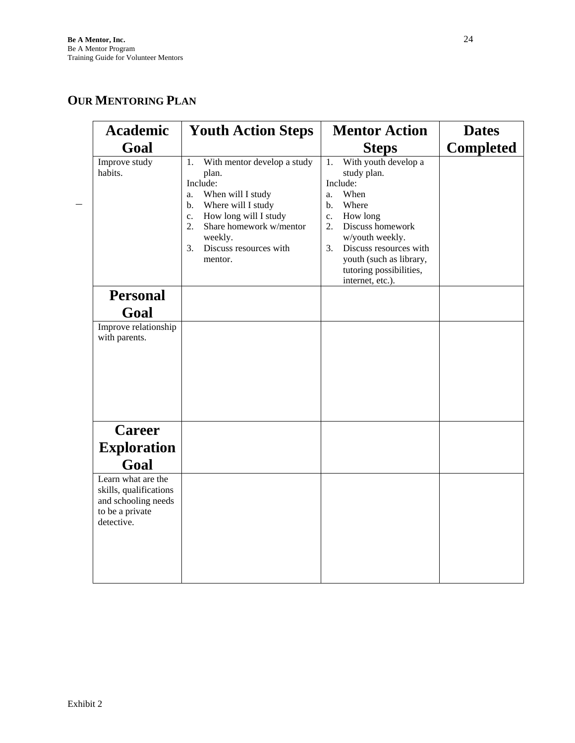## OUR MENTORING PLAN

| Academic Goal | Youth Action Steps | Mentor Action Steps | Dates Completed |
|---|---|---|---|
| Improve study habits. | 1. With mentor develop a study plan.<br>Include:<br>a. When will I study<br>b. Where will I study<br>c. How long will I study<br>2. Share homework w/mentor weekly.<br>3. Discuss resources with mentor. | 1. With youth develop a study plan.<br>Include:<br>a. When<br>b. Where<br>c. How long<br>2. Discuss homework w/youth weekly.<br>3. Discuss resources with youth (such as library, tutoring possibilities, internet, etc.). | |
| **Personal Goal** | | | |
| Improve relationship with parents. | | | |
| **Career Exploration Goal** | | | |
| Learn what are the skills, qualifications and schooling needs to be a private detective. | | | |

Exhibit 2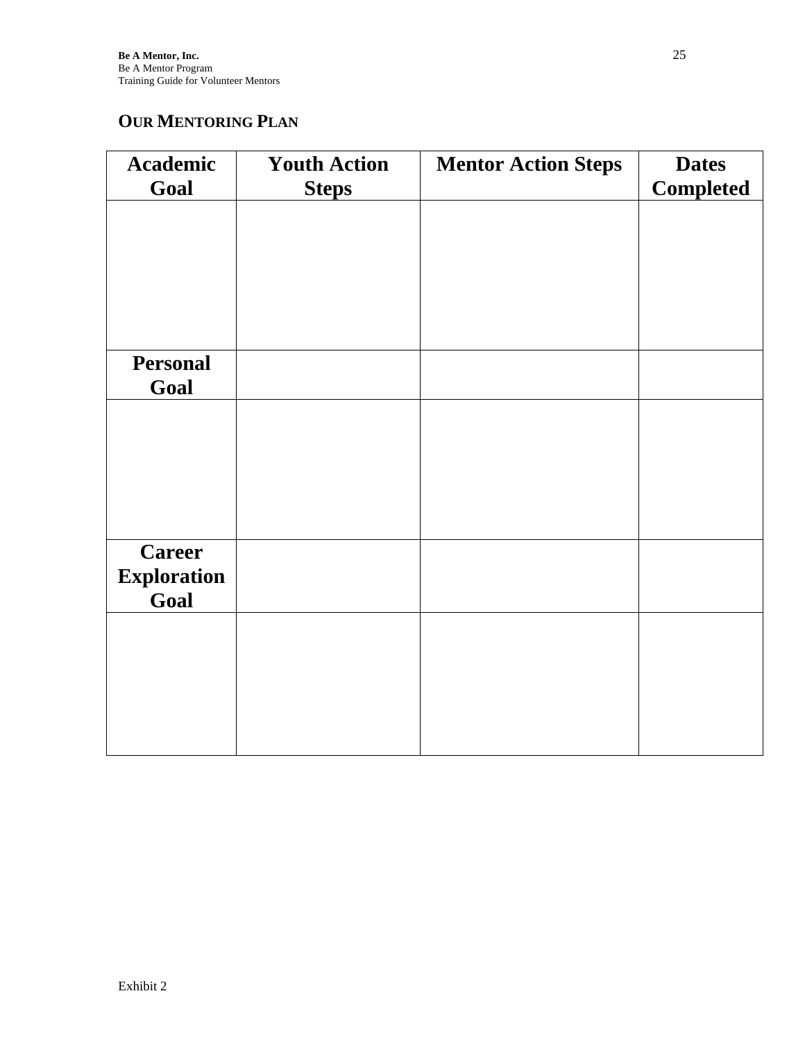## OUR MENTORING PLAN

| Academic Goal | Youth Action Steps | Mentor Action Steps | Dates Completed |
|---|---|---|---|
| | | | |
| **Personal Goal** | | | |
| | | | |
| **Career Exploration Goal** | | | |
| | | | |

Exhibit 2